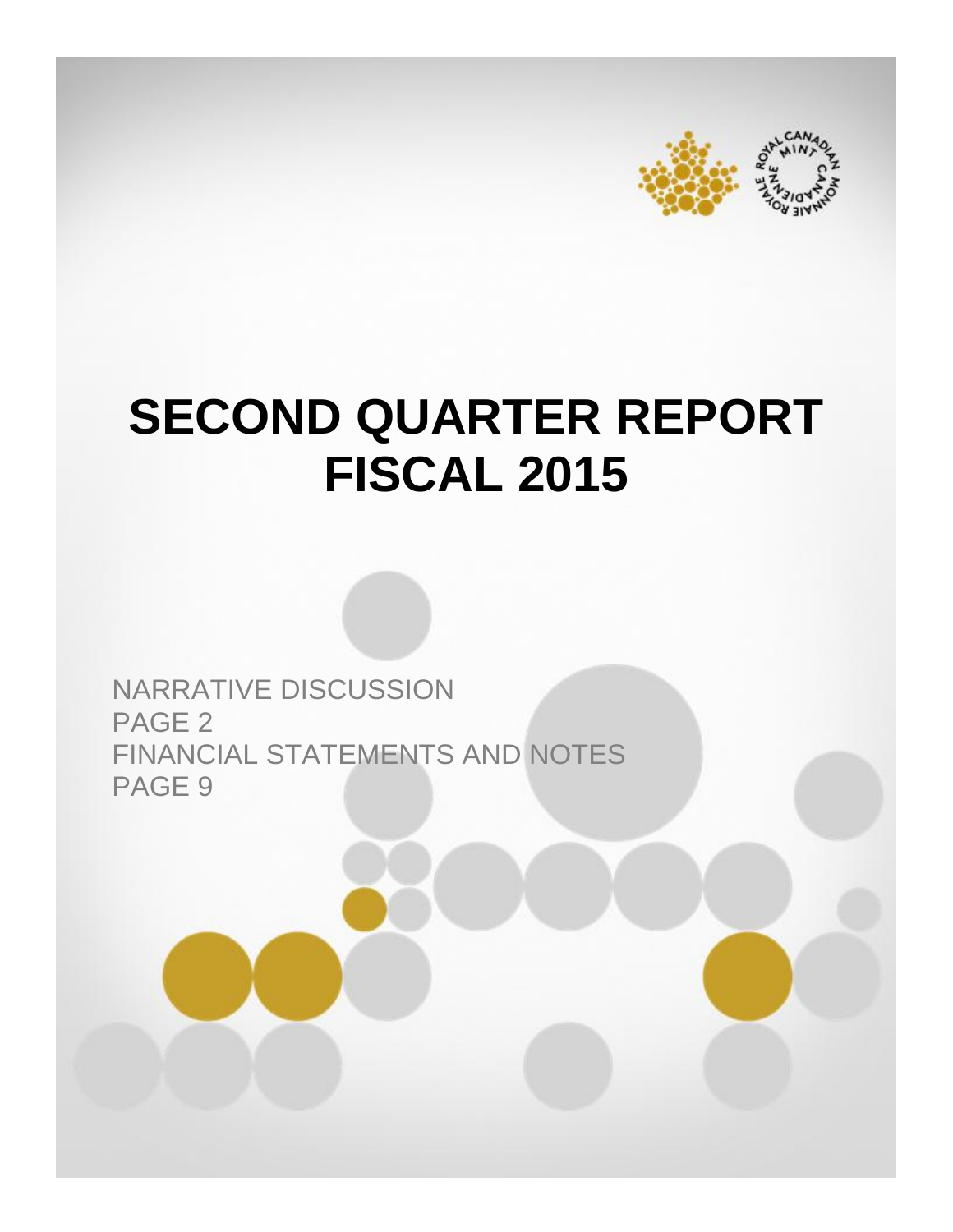# SECOND QUARTER REPORT
# FISCAL 2015

NARRATIVE DISCUSSION
PAGE 2
FINANCIAL STATEMENTS AND NOTES
PAGE 9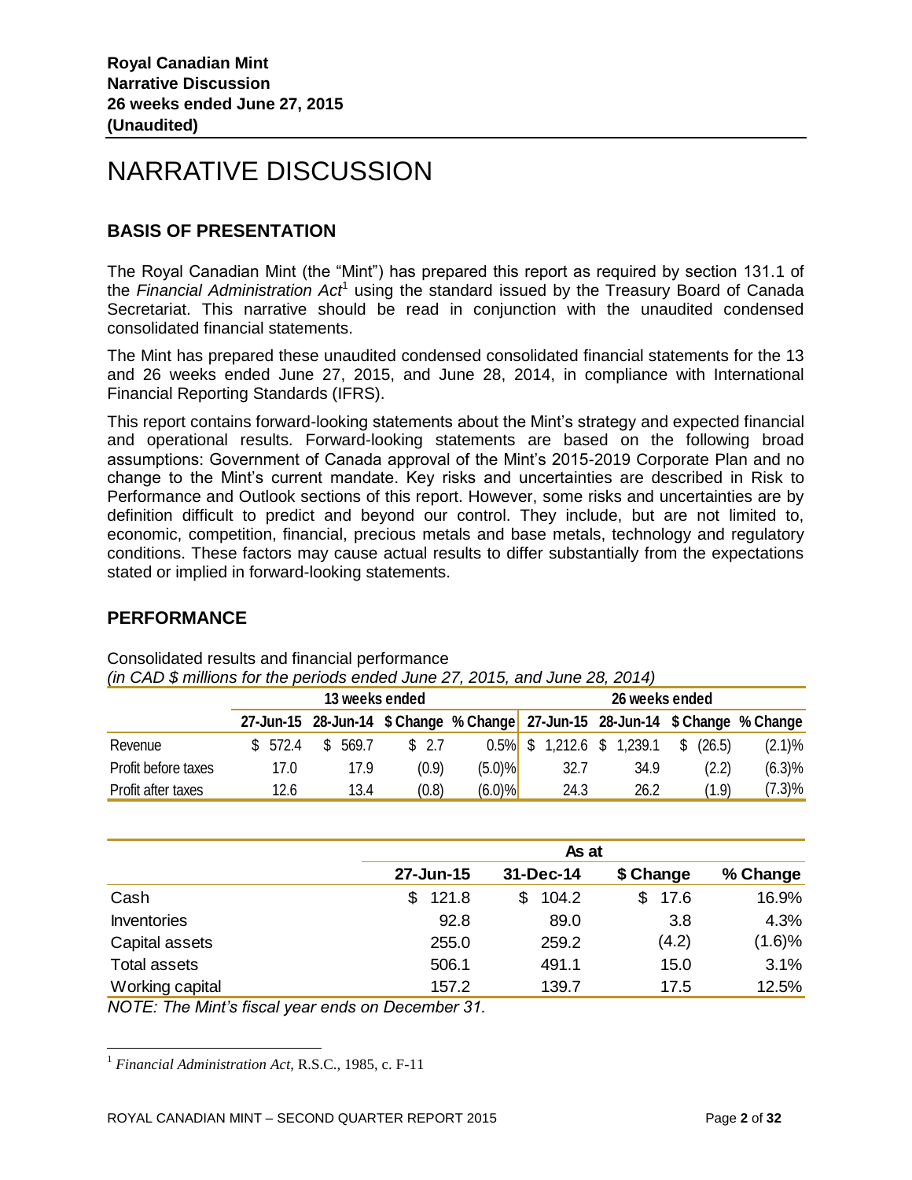**Royal Canadian Mint**
**Narrative Discussion**
**26 weeks ended June 27, 2015**
**(Unaudited)**

# NARRATIVE DISCUSSION

## BASIS OF PRESENTATION

The Royal Canadian Mint (the "Mint") has prepared this report as required by section 131.1 of the *Financial Administration Act*[1] using the standard issued by the Treasury Board of Canada Secretariat. This narrative should be read in conjunction with the unaudited condensed consolidated financial statements.

The Mint has prepared these unaudited condensed consolidated financial statements for the 13 and 26 weeks ended June 27, 2015, and June 28, 2014, in compliance with International Financial Reporting Standards (IFRS).

This report contains forward-looking statements about the Mint's strategy and expected financial and operational results. Forward-looking statements are based on the following broad assumptions: Government of Canada approval of the Mint's 2015-2019 Corporate Plan and no change to the Mint's current mandate. Key risks and uncertainties are described in Risk to Performance and Outlook sections of this report. However, some risks and uncertainties are by definition difficult to predict and beyond our control. They include, but are not limited to, economic, competition, financial, precious metals and base metals, technology and regulatory conditions. These factors may cause actual results to differ substantially from the expectations stated or implied in forward-looking statements.

## PERFORMANCE

Consolidated results and financial performance
*(in CAD $ millions for the periods ended June 27, 2015, and June 28, 2014)*

| | 13 weeks ended | | | | 26 weeks ended | | | |
|---|---|---|---|---|---|---|---|---|
| | 27-Jun-15 | 28-Jun-14 | $ Change | % Change | 27-Jun-15 | 28-Jun-14 | $ Change | % Change |
| Revenue | $ 572.4 | $ 569.7 | $ 2.7 | 0.5% | $ 1,212.6 | $ 1,239.1 | $ (26.5) | (2.1)% |
| Profit before taxes | 17.0 | 17.9 | (0.9) | (5.0)% | 32.7 | 34.9 | (2.2) | (6.3)% |
| Profit after taxes | 12.6 | 13.4 | (0.8) | (6.0)% | 24.3 | 26.2 | (1.9) | (7.3)% |

| | As at | | | |
|---|---|---|---|---|
| | 27-Jun-15 | 31-Dec-14 | $ Change | % Change |
| Cash | $ 121.8 | $ 104.2 | $ 17.6 | 16.9% |
| Inventories | 92.8 | 89.0 | 3.8 | 4.3% |
| Capital assets | 255.0 | 259.2 | (4.2) | (1.6)% |
| Total assets | 506.1 | 491.1 | 15.0 | 3.1% |
| Working capital | 157.2 | 139.7 | 17.5 | 12.5% |

*NOTE: The Mint's fiscal year ends on December 31.*

[1] *Financial Administration Act*, R.S.C., 1985, c. F-11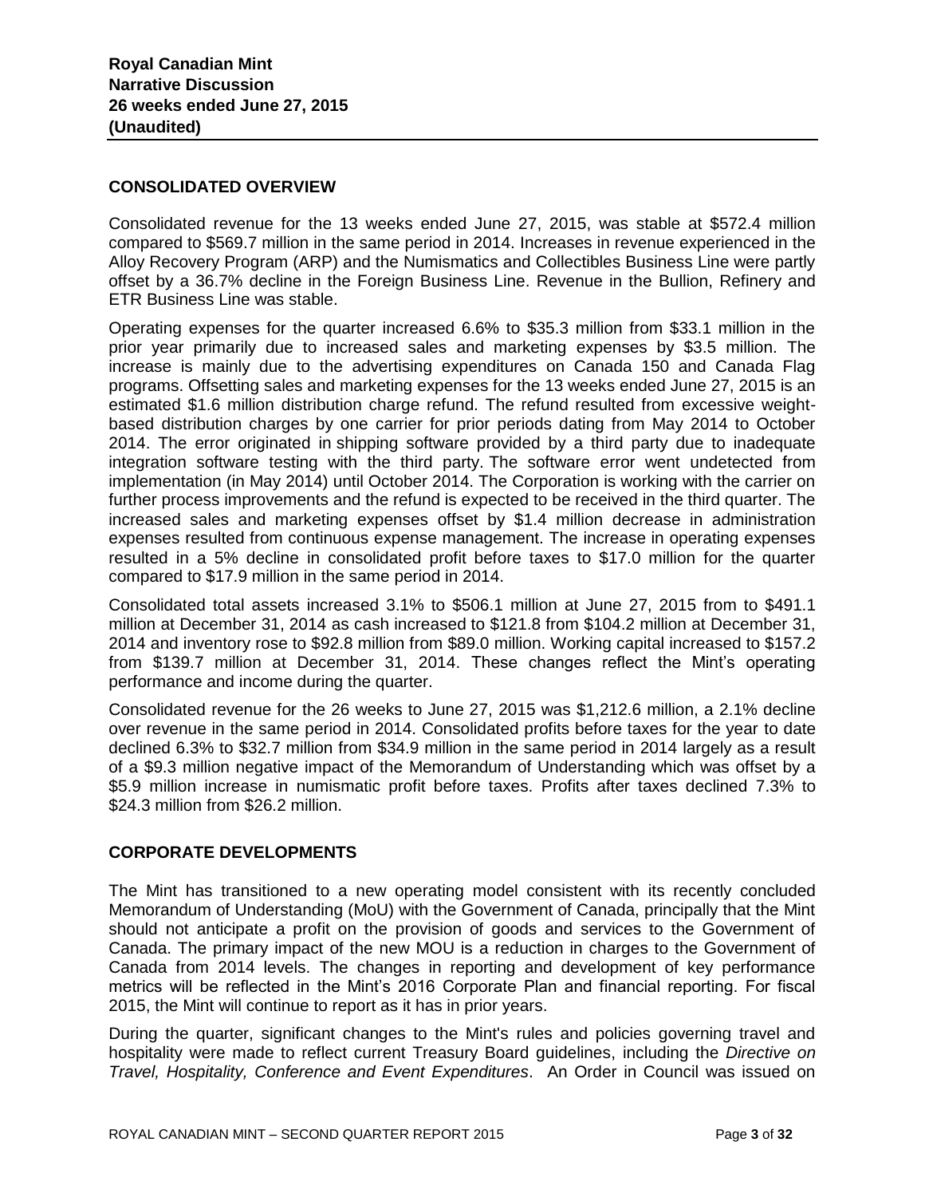**Royal Canadian Mint**
**Narrative Discussion**
**26 weeks ended June 27, 2015**
**(Unaudited)**

## CONSOLIDATED OVERVIEW

Consolidated revenue for the 13 weeks ended June 27, 2015, was stable at $572.4 million compared to $569.7 million in the same period in 2014. Increases in revenue experienced in the Alloy Recovery Program (ARP) and the Numismatics and Collectibles Business Line were partly offset by a 36.7% decline in the Foreign Business Line. Revenue in the Bullion, Refinery and ETR Business Line was stable.

Operating expenses for the quarter increased 6.6% to $35.3 million from $33.1 million in the prior year primarily due to increased sales and marketing expenses by $3.5 million. The increase is mainly due to the advertising expenditures on Canada 150 and Canada Flag programs. Offsetting sales and marketing expenses for the 13 weeks ended June 27, 2015 is an estimated $1.6 million distribution charge refund. The refund resulted from excessive weight-based distribution charges by one carrier for prior periods dating from May 2014 to October 2014. The error originated in shipping software provided by a third party due to inadequate integration software testing with the third party. The software error went undetected from implementation (in May 2014) until October 2014. The Corporation is working with the carrier on further process improvements and the refund is expected to be received in the third quarter. The increased sales and marketing expenses offset by $1.4 million decrease in administration expenses resulted from continuous expense management. The increase in operating expenses resulted in a 5% decline in consolidated profit before taxes to $17.0 million for the quarter compared to $17.9 million in the same period in 2014.

Consolidated total assets increased 3.1% to $506.1 million at June 27, 2015 from to $491.1 million at December 31, 2014 as cash increased to $121.8 from $104.2 million at December 31, 2014 and inventory rose to $92.8 million from $89.0 million. Working capital increased to $157.2 from $139.7 million at December 31, 2014. These changes reflect the Mint's operating performance and income during the quarter.

Consolidated revenue for the 26 weeks to June 27, 2015 was $1,212.6 million, a 2.1% decline over revenue in the same period in 2014. Consolidated profits before taxes for the year to date declined 6.3% to $32.7 million from $34.9 million in the same period in 2014 largely as a result of a $9.3 million negative impact of the Memorandum of Understanding which was offset by a $5.9 million increase in numismatic profit before taxes. Profits after taxes declined 7.3% to $24.3 million from $26.2 million.

## CORPORATE DEVELOPMENTS

The Mint has transitioned to a new operating model consistent with its recently concluded Memorandum of Understanding (MoU) with the Government of Canada, principally that the Mint should not anticipate a profit on the provision of goods and services to the Government of Canada. The primary impact of the new MOU is a reduction in charges to the Government of Canada from 2014 levels. The changes in reporting and development of key performance metrics will be reflected in the Mint's 2016 Corporate Plan and financial reporting. For fiscal 2015, the Mint will continue to report as it has in prior years.

During the quarter, significant changes to the Mint's rules and policies governing travel and hospitality were made to reflect current Treasury Board guidelines, including the *Directive on Travel, Hospitality, Conference and Event Expenditures*. An Order in Council was issued on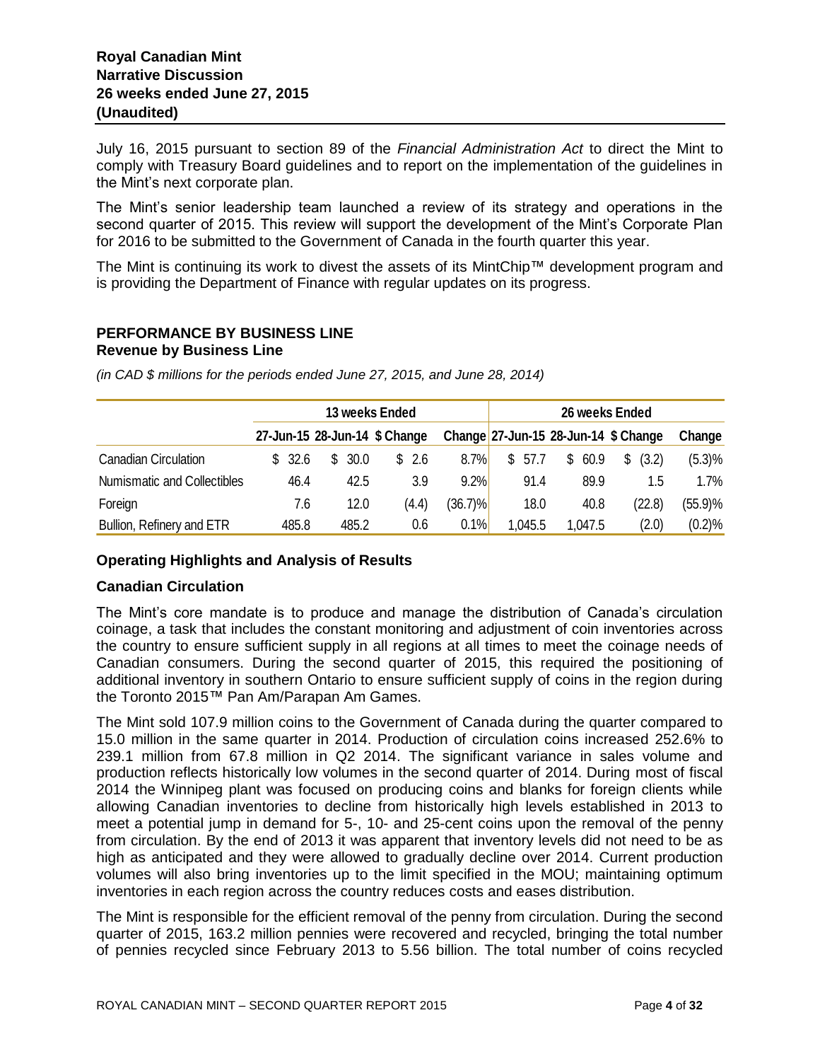July 16, 2015 pursuant to section 89 of the *Financial Administration Act* to direct the Mint to comply with Treasury Board guidelines and to report on the implementation of the guidelines in the Mint's next corporate plan.

The Mint's senior leadership team launched a review of its strategy and operations in the second quarter of 2015. This review will support the development of the Mint's Corporate Plan for 2016 to be submitted to the Government of Canada in the fourth quarter this year.

The Mint is continuing its work to divest the assets of its MintChip™ development program and is providing the Department of Finance with regular updates on its progress.

## PERFORMANCE BY BUSINESS LINE

### Revenue by Business Line

*(in CAD $ millions for the periods ended June 27, 2015, and June 28, 2014)*

| | 13 weeks Ended | | | | 26 weeks Ended | | | |
|---|---|---|---|---|---|---|---|---|
| | 27-Jun-15 | 28-Jun-14 | $ Change | Change | 27-Jun-15 | 28-Jun-14 | $ Change | Change |
| Canadian Circulation | $ 32.6 | $ 30.0 | $ 2.6 | 8.7% | $ 57.7 | $ 60.9 | $ (3.2) | (5.3)% |
| Numismatic and Collectibles | 46.4 | 42.5 | 3.9 | 9.2% | 91.4 | 89.9 | 1.5 | 1.7% |
| Foreign | 7.6 | 12.0 | (4.4) | (36.7)% | 18.0 | 40.8 | (22.8) | (55.9)% |
| Bullion, Refinery and ETR | 485.8 | 485.2 | 0.6 | 0.1% | 1,045.5 | 1,047.5 | (2.0) | (0.2)% |

### Operating Highlights and Analysis of Results

### Canadian Circulation

The Mint's core mandate is to produce and manage the distribution of Canada's circulation coinage, a task that includes the constant monitoring and adjustment of coin inventories across the country to ensure sufficient supply in all regions at all times to meet the coinage needs of Canadian consumers. During the second quarter of 2015, this required the positioning of additional inventory in southern Ontario to ensure sufficient supply of coins in the region during the Toronto 2015™ Pan Am/Parapan Am Games.

The Mint sold 107.9 million coins to the Government of Canada during the quarter compared to 15.0 million in the same quarter in 2014. Production of circulation coins increased 252.6% to 239.1 million from 67.8 million in Q2 2014. The significant variance in sales volume and production reflects historically low volumes in the second quarter of 2014. During most of fiscal 2014 the Winnipeg plant was focused on producing coins and blanks for foreign clients while allowing Canadian inventories to decline from historically high levels established in 2013 to meet a potential jump in demand for 5-, 10- and 25-cent coins upon the removal of the penny from circulation. By the end of 2013 it was apparent that inventory levels did not need to be as high as anticipated and they were allowed to gradually decline over 2014. Current production volumes will also bring inventories up to the limit specified in the MOU; maintaining optimum inventories in each region across the country reduces costs and eases distribution.

The Mint is responsible for the efficient removal of the penny from circulation. During the second quarter of 2015, 163.2 million pennies were recovered and recycled, bringing the total number of pennies recycled since February 2013 to 5.56 billion. The total number of coins recycled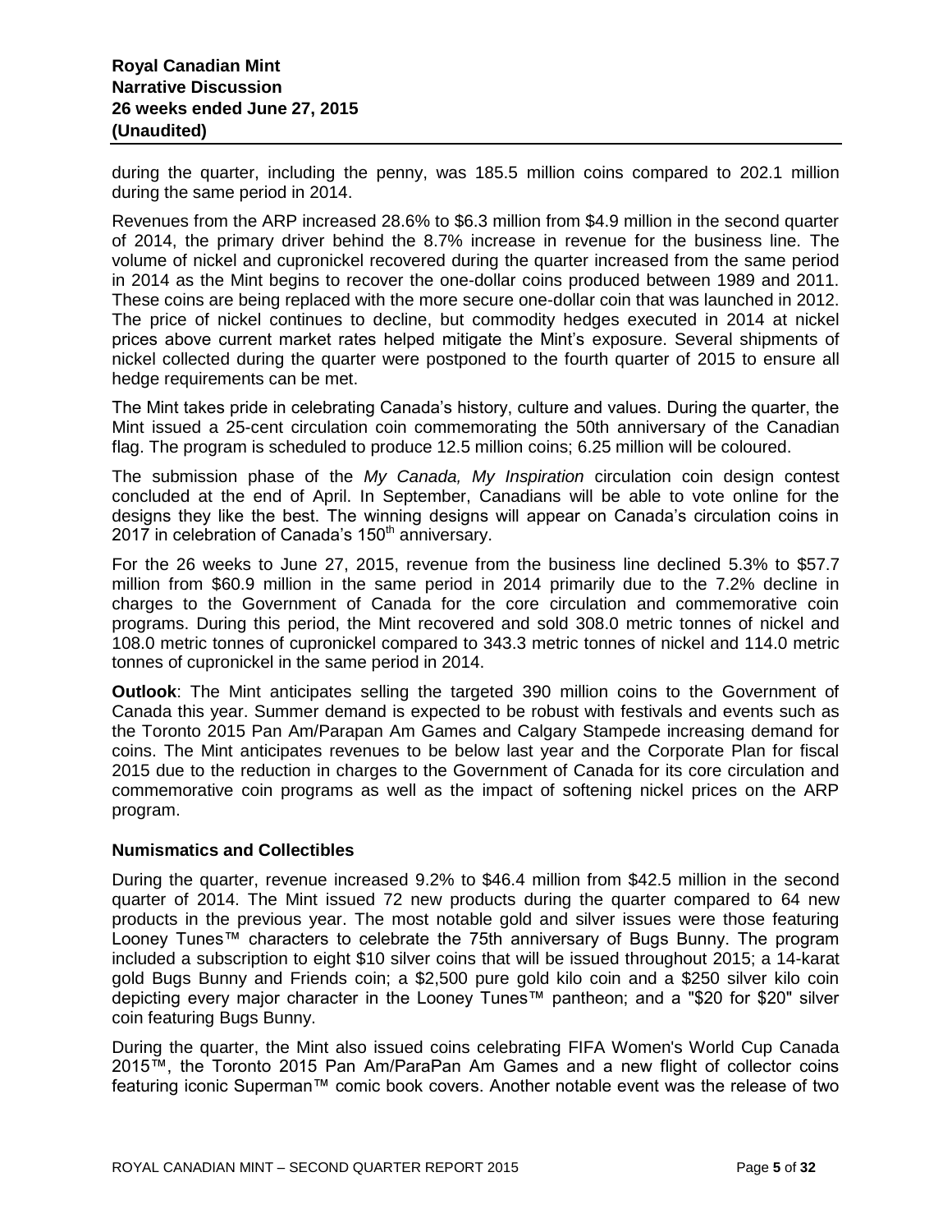during the quarter, including the penny, was 185.5 million coins compared to 202.1 million during the same period in 2014.

Revenues from the ARP increased 28.6% to $6.3 million from $4.9 million in the second quarter of 2014, the primary driver behind the 8.7% increase in revenue for the business line. The volume of nickel and cupronickel recovered during the quarter increased from the same period in 2014 as the Mint begins to recover the one-dollar coins produced between 1989 and 2011. These coins are being replaced with the more secure one-dollar coin that was launched in 2012. The price of nickel continues to decline, but commodity hedges executed in 2014 at nickel prices above current market rates helped mitigate the Mint's exposure. Several shipments of nickel collected during the quarter were postponed to the fourth quarter of 2015 to ensure all hedge requirements can be met.

The Mint takes pride in celebrating Canada's history, culture and values. During the quarter, the Mint issued a 25-cent circulation coin commemorating the 50th anniversary of the Canadian flag. The program is scheduled to produce 12.5 million coins; 6.25 million will be coloured.

The submission phase of the *My Canada, My Inspiration* circulation coin design contest concluded at the end of April. In September, Canadians will be able to vote online for the designs they like the best. The winning designs will appear on Canada's circulation coins in 2017 in celebration of Canada's 150th anniversary.

For the 26 weeks to June 27, 2015, revenue from the business line declined 5.3% to $57.7 million from $60.9 million in the same period in 2014 primarily due to the 7.2% decline in charges to the Government of Canada for the core circulation and commemorative coin programs. During this period, the Mint recovered and sold 308.0 metric tonnes of nickel and 108.0 metric tonnes of cupronickel compared to 343.3 metric tonnes of nickel and 114.0 metric tonnes of cupronickel in the same period in 2014.

**Outlook**: The Mint anticipates selling the targeted 390 million coins to the Government of Canada this year. Summer demand is expected to be robust with festivals and events such as the Toronto 2015 Pan Am/Parapan Am Games and Calgary Stampede increasing demand for coins. The Mint anticipates revenues to be below last year and the Corporate Plan for fiscal 2015 due to the reduction in charges to the Government of Canada for its core circulation and commemorative coin programs as well as the impact of softening nickel prices on the ARP program.

### Numismatics and Collectibles

During the quarter, revenue increased 9.2% to $46.4 million from $42.5 million in the second quarter of 2014. The Mint issued 72 new products during the quarter compared to 64 new products in the previous year. The most notable gold and silver issues were those featuring Looney Tunes™ characters to celebrate the 75th anniversary of Bugs Bunny. The program included a subscription to eight $10 silver coins that will be issued throughout 2015; a 14-karat gold Bugs Bunny and Friends coin; a $2,500 pure gold kilo coin and a $250 silver kilo coin depicting every major character in the Looney Tunes™ pantheon; and a "$20 for $20" silver coin featuring Bugs Bunny.

During the quarter, the Mint also issued coins celebrating FIFA Women's World Cup Canada 2015™, the Toronto 2015 Pan Am/ParaPan Am Games and a new flight of collector coins featuring iconic Superman™ comic book covers. Another notable event was the release of two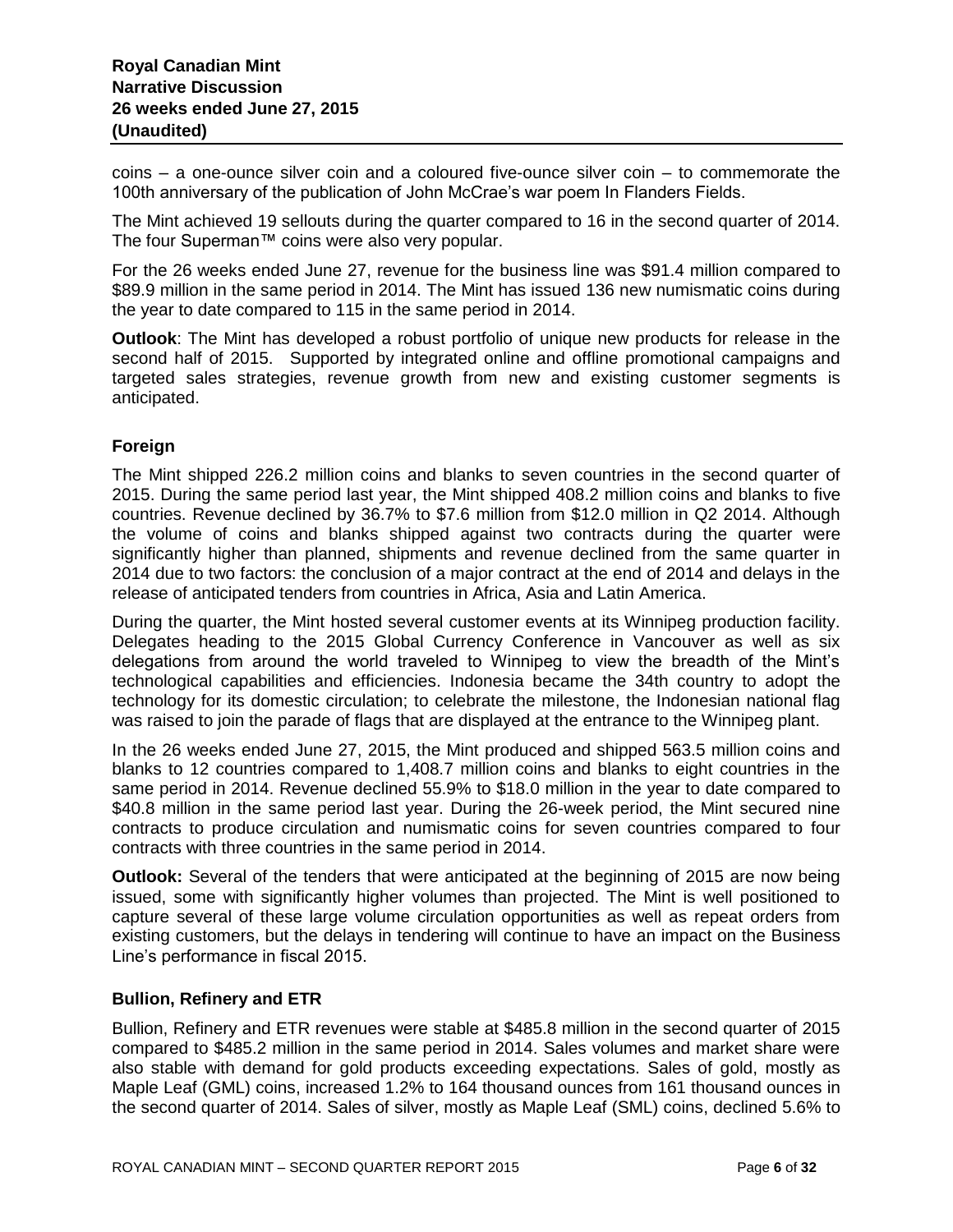coins – a one-ounce silver coin and a coloured five-ounce silver coin – to commemorate the 100th anniversary of the publication of John McCrae's war poem In Flanders Fields.

The Mint achieved 19 sellouts during the quarter compared to 16 in the second quarter of 2014. The four Superman™ coins were also very popular.

For the 26 weeks ended June 27, revenue for the business line was $91.4 million compared to $89.9 million in the same period in 2014. The Mint has issued 136 new numismatic coins during the year to date compared to 115 in the same period in 2014.

**Outlook**: The Mint has developed a robust portfolio of unique new products for release in the second half of 2015. Supported by integrated online and offline promotional campaigns and targeted sales strategies, revenue growth from new and existing customer segments is anticipated.

### Foreign

The Mint shipped 226.2 million coins and blanks to seven countries in the second quarter of 2015. During the same period last year, the Mint shipped 408.2 million coins and blanks to five countries. Revenue declined by 36.7% to $7.6 million from $12.0 million in Q2 2014. Although the volume of coins and blanks shipped against two contracts during the quarter were significantly higher than planned, shipments and revenue declined from the same quarter in 2014 due to two factors: the conclusion of a major contract at the end of 2014 and delays in the release of anticipated tenders from countries in Africa, Asia and Latin America.

During the quarter, the Mint hosted several customer events at its Winnipeg production facility. Delegates heading to the 2015 Global Currency Conference in Vancouver as well as six delegations from around the world traveled to Winnipeg to view the breadth of the Mint's technological capabilities and efficiencies. Indonesia became the 34th country to adopt the technology for its domestic circulation; to celebrate the milestone, the Indonesian national flag was raised to join the parade of flags that are displayed at the entrance to the Winnipeg plant.

In the 26 weeks ended June 27, 2015, the Mint produced and shipped 563.5 million coins and blanks to 12 countries compared to 1,408.7 million coins and blanks to eight countries in the same period in 2014. Revenue declined 55.9% to $18.0 million in the year to date compared to $40.8 million in the same period last year. During the 26-week period, the Mint secured nine contracts to produce circulation and numismatic coins for seven countries compared to four contracts with three countries in the same period in 2014.

**Outlook:** Several of the tenders that were anticipated at the beginning of 2015 are now being issued, some with significantly higher volumes than projected. The Mint is well positioned to capture several of these large volume circulation opportunities as well as repeat orders from existing customers, but the delays in tendering will continue to have an impact on the Business Line's performance in fiscal 2015.

### Bullion, Refinery and ETR

Bullion, Refinery and ETR revenues were stable at $485.8 million in the second quarter of 2015 compared to $485.2 million in the same period in 2014. Sales volumes and market share were also stable with demand for gold products exceeding expectations. Sales of gold, mostly as Maple Leaf (GML) coins, increased 1.2% to 164 thousand ounces from 161 thousand ounces in the second quarter of 2014. Sales of silver, mostly as Maple Leaf (SML) coins, declined 5.6% to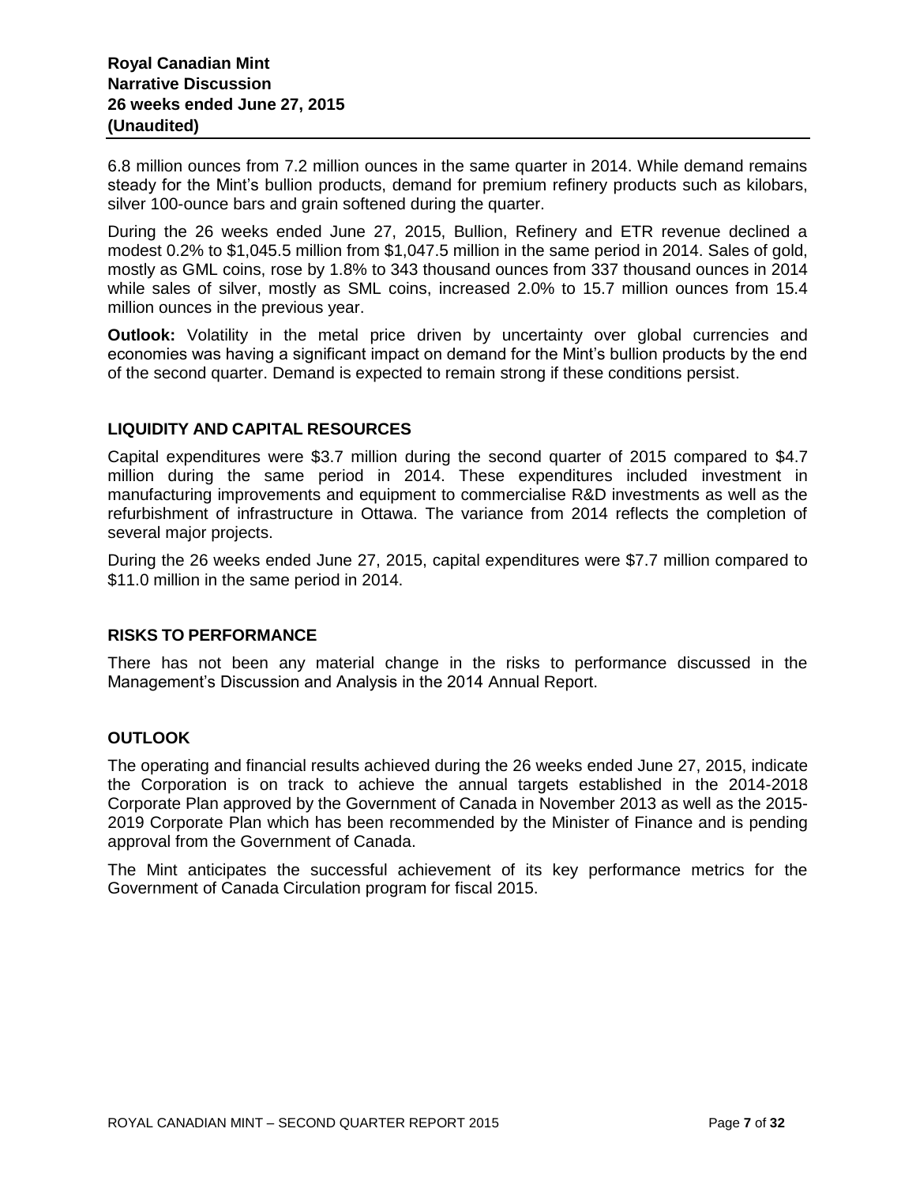6.8 million ounces from 7.2 million ounces in the same quarter in 2014. While demand remains steady for the Mint's bullion products, demand for premium refinery products such as kilobars, silver 100-ounce bars and grain softened during the quarter.

During the 26 weeks ended June 27, 2015, Bullion, Refinery and ETR revenue declined a modest 0.2% to $1,045.5 million from $1,047.5 million in the same period in 2014. Sales of gold, mostly as GML coins, rose by 1.8% to 343 thousand ounces from 337 thousand ounces in 2014 while sales of silver, mostly as SML coins, increased 2.0% to 15.7 million ounces from 15.4 million ounces in the previous year.

**Outlook:** Volatility in the metal price driven by uncertainty over global currencies and economies was having a significant impact on demand for the Mint's bullion products by the end of the second quarter. Demand is expected to remain strong if these conditions persist.

## LIQUIDITY AND CAPITAL RESOURCES

Capital expenditures were $3.7 million during the second quarter of 2015 compared to $4.7 million during the same period in 2014. These expenditures included investment in manufacturing improvements and equipment to commercialise R&D investments as well as the refurbishment of infrastructure in Ottawa. The variance from 2014 reflects the completion of several major projects.

During the 26 weeks ended June 27, 2015, capital expenditures were $7.7 million compared to $11.0 million in the same period in 2014.

## RISKS TO PERFORMANCE

There has not been any material change in the risks to performance discussed in the Management's Discussion and Analysis in the 2014 Annual Report.

## OUTLOOK

The operating and financial results achieved during the 26 weeks ended June 27, 2015, indicate the Corporation is on track to achieve the annual targets established in the 2014-2018 Corporate Plan approved by the Government of Canada in November 2013 as well as the 2015-2019 Corporate Plan which has been recommended by the Minister of Finance and is pending approval from the Government of Canada.

The Mint anticipates the successful achievement of its key performance metrics for the Government of Canada Circulation program for fiscal 2015.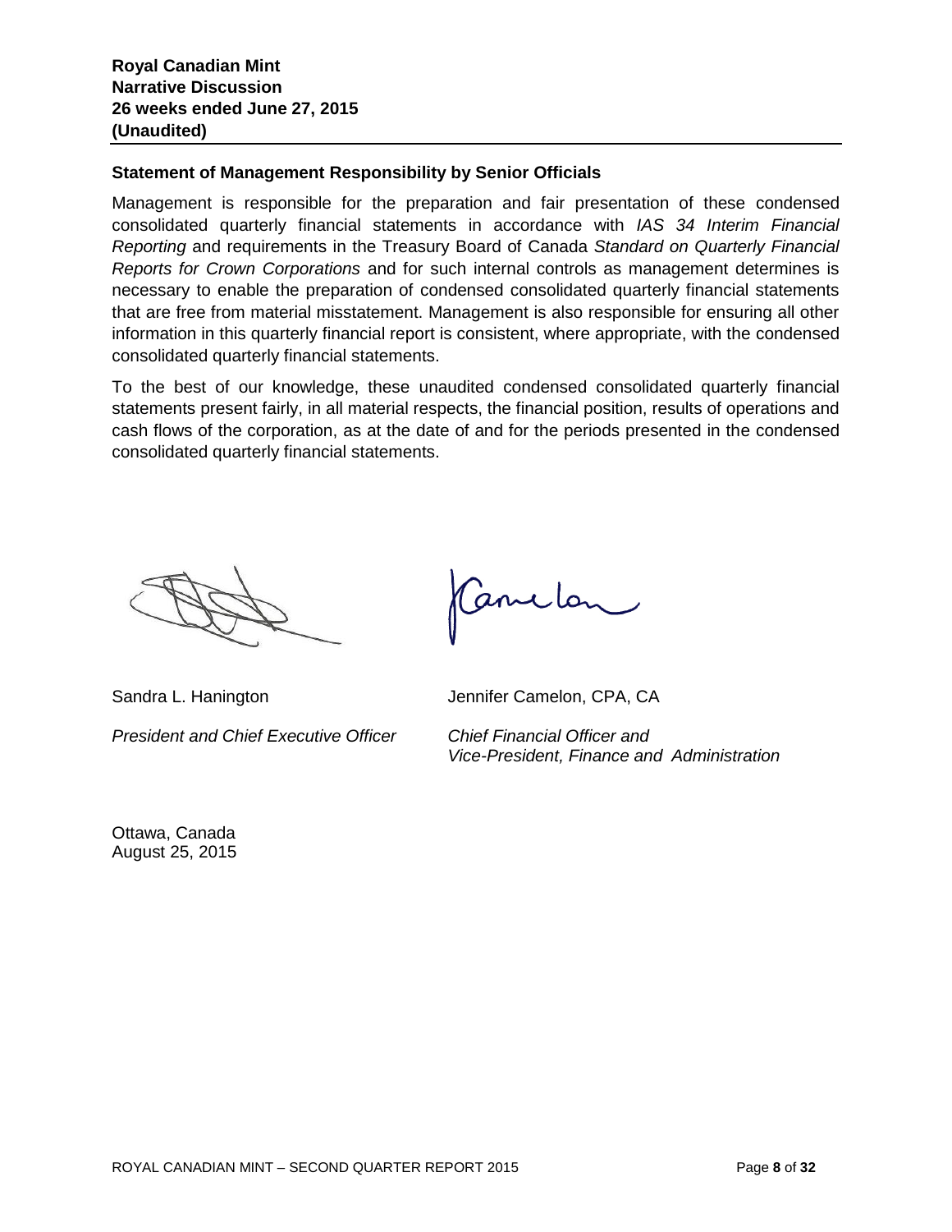**Royal Canadian Mint**
**Narrative Discussion**
**26 weeks ended June 27, 2015**
**(Unaudited)**

## Statement of Management Responsibility by Senior Officials

Management is responsible for the preparation and fair presentation of these condensed consolidated quarterly financial statements in accordance with *IAS 34 Interim Financial Reporting* and requirements in the Treasury Board of Canada *Standard on Quarterly Financial Reports for Crown Corporations* and for such internal controls as management determines is necessary to enable the preparation of condensed consolidated quarterly financial statements that are free from material misstatement. Management is also responsible for ensuring all other information in this quarterly financial report is consistent, where appropriate, with the condensed consolidated quarterly financial statements.

To the best of our knowledge, these unaudited condensed consolidated quarterly financial statements present fairly, in all material respects, the financial position, results of operations and cash flows of the corporation, as at the date of and for the periods presented in the condensed consolidated quarterly financial statements.

Sandra L. Hanington
*President and Chief Executive Officer*

Jennifer Camelon, CPA, CA
*Chief Financial Officer and Vice-President, Finance and Administration*

Ottawa, Canada
August 25, 2015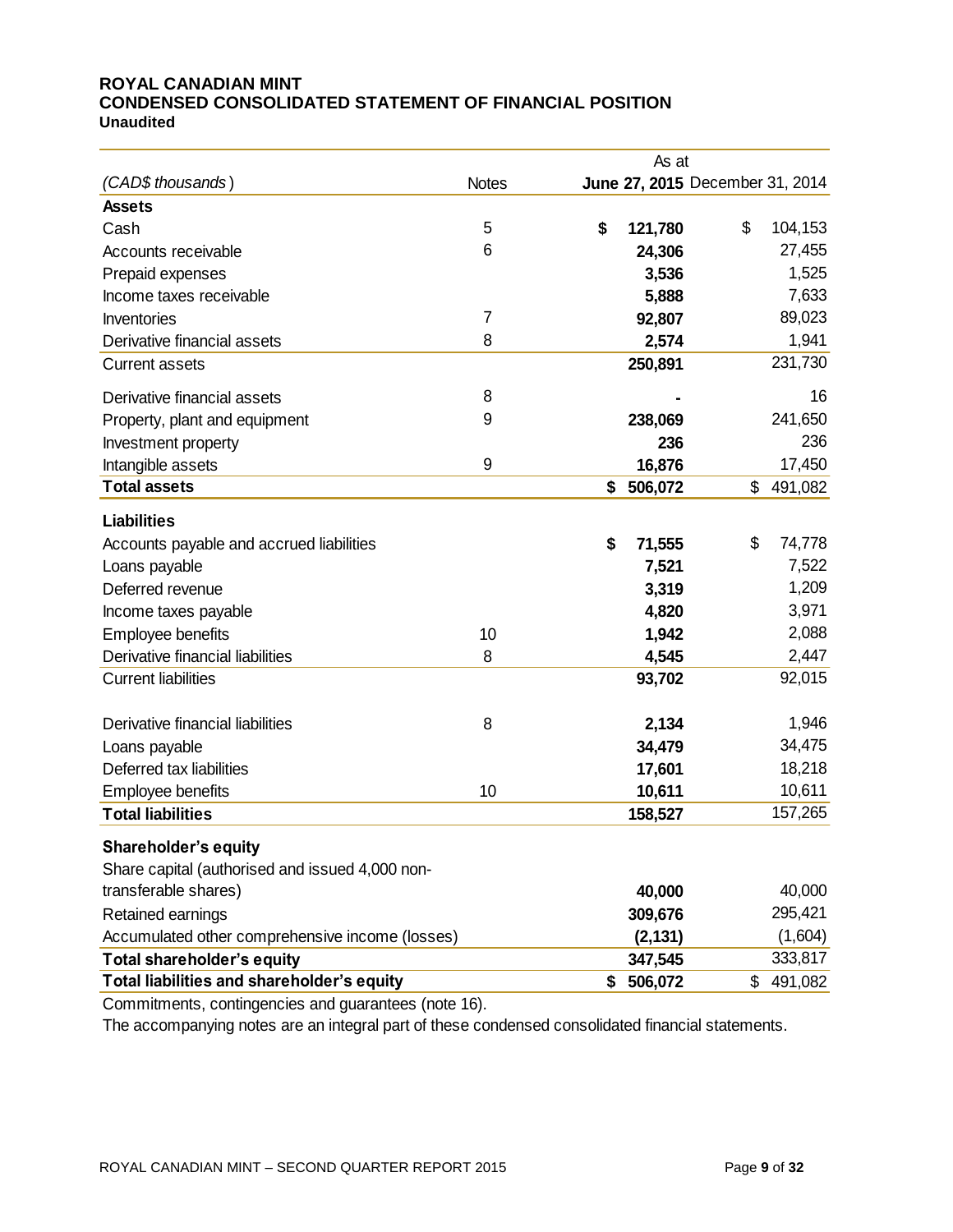# ROYAL CANADIAN MINT
## CONDENSED CONSOLIDATED STATEMENT OF FINANCIAL POSITION
**Unaudited**

| *(CAD$ thousands)* | Notes | As at **June 27, 2015** | December 31, 2014 |
|---|---|---|---|
| **Assets** | | | |
| Cash | 5 | **$ 121,780** | $ 104,153 |
| Accounts receivable | 6 | **24,306** | 27,455 |
| Prepaid expenses | | **3,536** | 1,525 |
| Income taxes receivable | | **5,888** | 7,633 |
| Inventories | 7 | **92,807** | 89,023 |
| Derivative financial assets | 8 | **2,574** | 1,941 |
| Current assets | | **250,891** | 231,730 |
| Derivative financial assets | 8 | **-** | 16 |
| Property, plant and equipment | 9 | **238,069** | 241,650 |
| Investment property | | **236** | 236 |
| Intangible assets | 9 | **16,876** | 17,450 |
| **Total assets** | | **$ 506,072** | $ 491,082 |
| **Liabilities** | | | |
| Accounts payable and accrued liabilities | | **$ 71,555** | $ 74,778 |
| Loans payable | | **7,521** | 7,522 |
| Deferred revenue | | **3,319** | 1,209 |
| Income taxes payable | | **4,820** | 3,971 |
| Employee benefits | 10 | **1,942** | 2,088 |
| Derivative financial liabilities | 8 | **4,545** | 2,447 |
| Current liabilities | | **93,702** | 92,015 |
| Derivative financial liabilities | 8 | **2,134** | 1,946 |
| Loans payable | | **34,479** | 34,475 |
| Deferred tax liabilities | | **17,601** | 18,218 |
| Employee benefits | 10 | **10,611** | 10,611 |
| **Total liabilities** | | **158,527** | 157,265 |
| **Shareholder's equity** | | | |
| Share capital (authorised and issued 4,000 non-transferable shares) | | **40,000** | 40,000 |
| Retained earnings | | **309,676** | 295,421 |
| Accumulated other comprehensive income (losses) | | **(2,131)** | (1,604) |
| **Total shareholder's equity** | | **347,545** | 333,817 |
| **Total liabilities and shareholder's equity** | | **$ 506,072** | $ 491,082 |

Commitments, contingencies and guarantees (note 16).

The accompanying notes are an integral part of these condensed consolidated financial statements.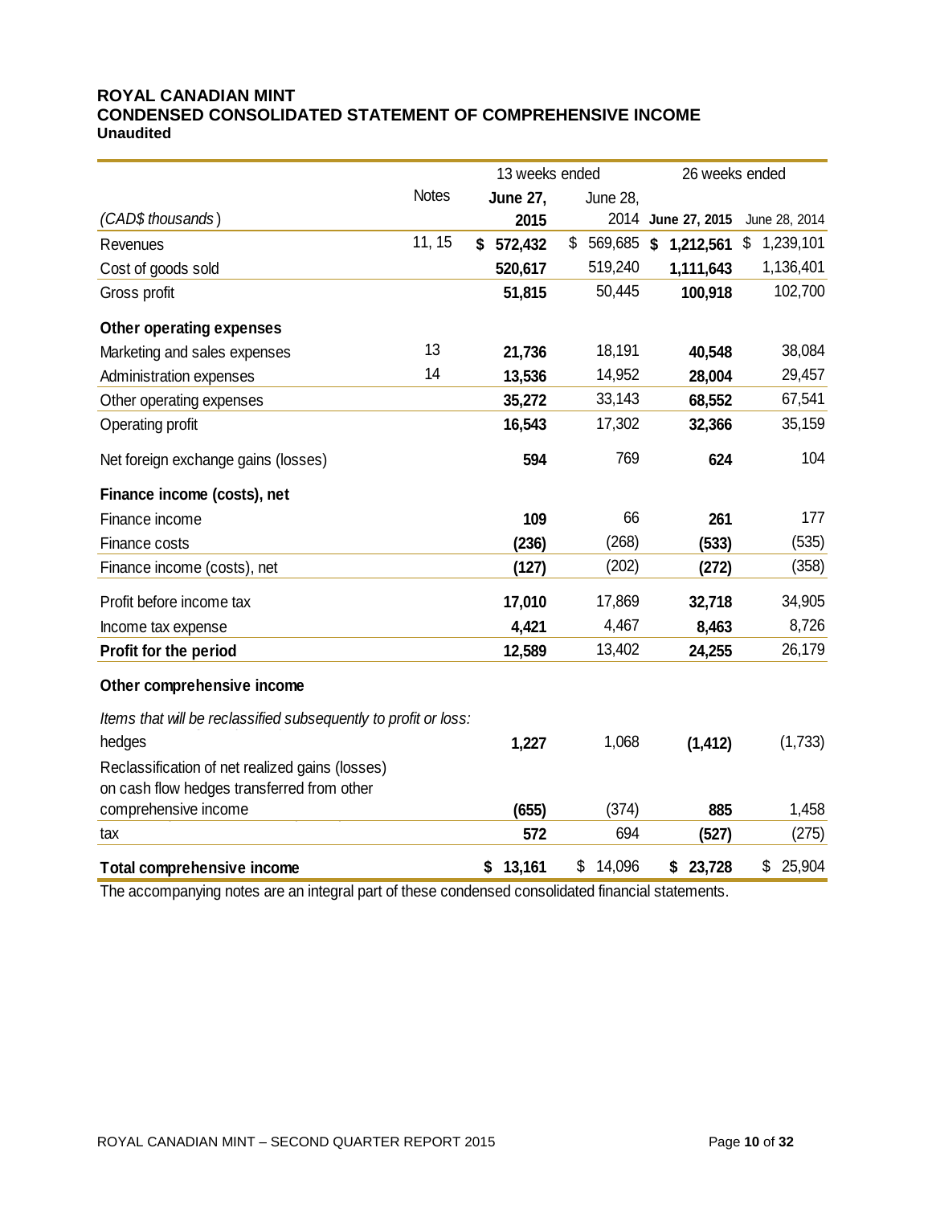**ROYAL CANADIAN MINT**
**CONDENSED CONSOLIDATED STATEMENT OF COMPREHENSIVE INCOME**
**Unaudited**

| | | 13 weeks ended | | 26 weeks ended | |
|---|---|---|---|---|---|
| *(CAD$ thousands)* | Notes | **June 27, 2015** | June 28, 2014 | **June 27, 2015** | June 28, 2014 |
| Revenues | 11, 15 | **$ 572,432** | $ 569,685 | **$ 1,212,561** | $ 1,239,101 |
| Cost of goods sold | | **520,617** | 519,240 | **1,111,643** | 1,136,401 |
| Gross profit | | **51,815** | 50,445 | **100,918** | 102,700 |
| **Other operating expenses** | | | | | |
| Marketing and sales expenses | 13 | **21,736** | 18,191 | **40,548** | 38,084 |
| Administration expenses | 14 | **13,536** | 14,952 | **28,004** | 29,457 |
| Other operating expenses | | **35,272** | 33,143 | **68,552** | 67,541 |
| Operating profit | | **16,543** | 17,302 | **32,366** | 35,159 |
| Net foreign exchange gains (losses) | | **594** | 769 | **624** | 104 |
| **Finance income (costs), net** | | | | | |
| Finance income | | **109** | 66 | **261** | 177 |
| Finance costs | | **(236)** | (268) | **(533)** | (535) |
| Finance income (costs), net | | **(127)** | (202) | **(272)** | (358) |
| Profit before income tax | | **17,010** | 17,869 | **32,718** | 34,905 |
| Income tax expense | | **4,421** | 4,467 | **8,463** | 8,726 |
| **Profit for the period** | | **12,589** | 13,402 | **24,255** | 26,179 |
| **Other comprehensive income** | | | | | |
| *Items that will be reclassified subsequently to profit or loss:* | | | | | |
| hedges | | **1,227** | 1,068 | **(1,412)** | (1,733) |
| Reclassification of net realized gains (losses) on cash flow hedges transferred from other comprehensive income | | **(655)** | (374) | **885** | 1,458 |
| tax | | **572** | 694 | **(527)** | (275) |
| **Total comprehensive income** | | **$ 13,161** | $ 14,096 | **$ 23,728** | $ 25,904 |

The accompanying notes are an integral part of these condensed consolidated financial statements.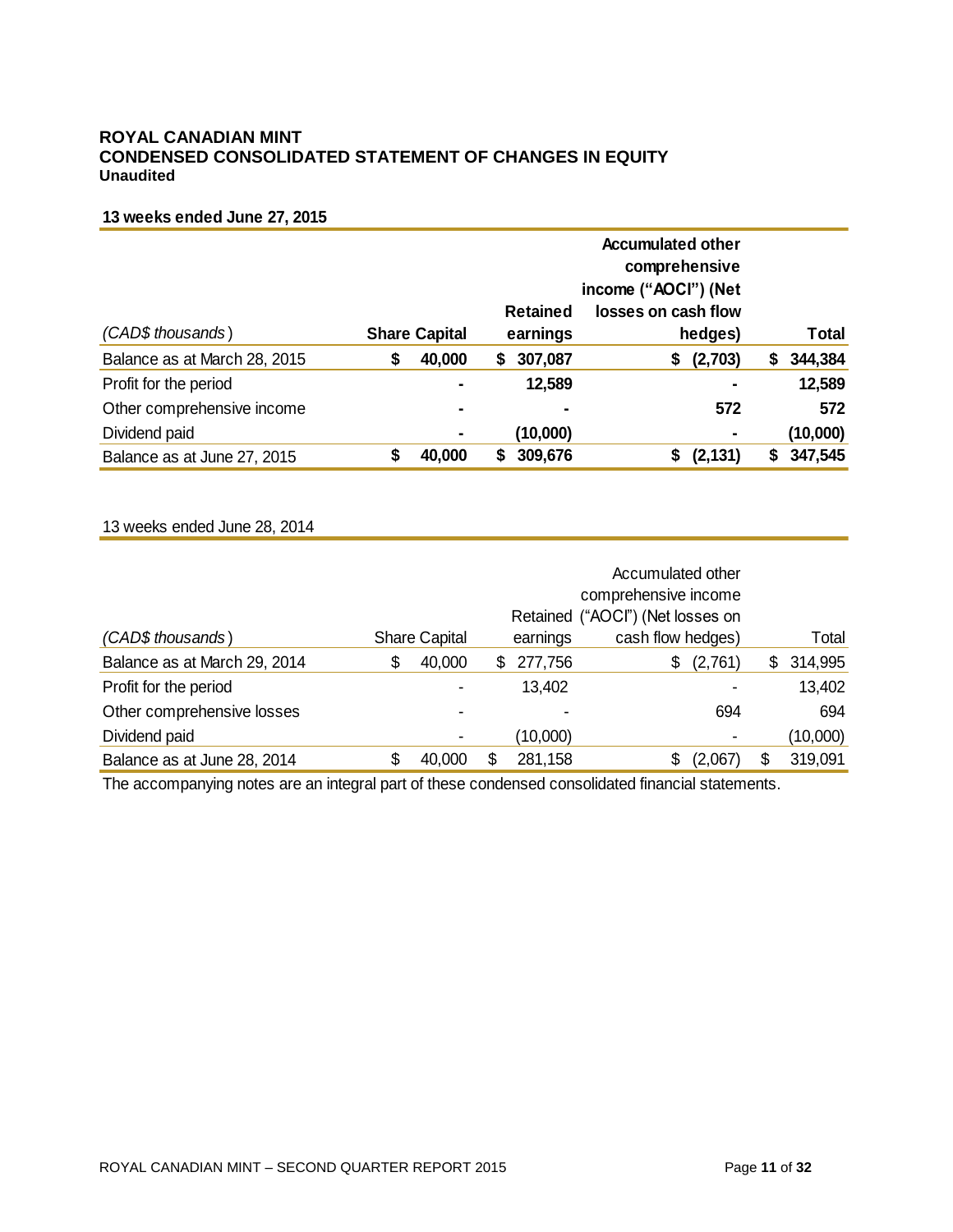# ROYAL CANADIAN MINT
## CONDENSED CONSOLIDATED STATEMENT OF CHANGES IN EQUITY
**Unaudited**

**13 weeks ended June 27, 2015**

| *(CAD$ thousands)* | **Share Capital** | **Retained earnings** | **Accumulated other comprehensive income ("AOCI") (Net losses on cash flow hedges)** | **Total** |
|---|---|---|---|---|
| Balance as at March 28, 2015 | **$ 40,000** | **$ 307,087** | **$ (2,703)** | **$ 344,384** |
| Profit for the period | **-** | **12,589** | **-** | **12,589** |
| Other comprehensive income | **-** | **-** | **572** | **572** |
| Dividend paid | **-** | **(10,000)** | **-** | **(10,000)** |
| Balance as at June 27, 2015 | **$ 40,000** | **$ 309,676** | **$ (2,131)** | **$ 347,545** |

13 weeks ended June 28, 2014

| *(CAD$ thousands)* | Share Capital | Retained earnings | Accumulated other comprehensive income ("AOCI") (Net losses on cash flow hedges) | Total |
|---|---|---|---|---|
| Balance as at March 29, 2014 | $ 40,000 | $ 277,756 | $ (2,761) | $ 314,995 |
| Profit for the period | - | 13,402 | - | 13,402 |
| Other comprehensive losses | - | - | 694 | 694 |
| Dividend paid | - | (10,000) | - | (10,000) |
| Balance as at June 28, 2014 | $ 40,000 | $ 281,158 | $ (2,067) | $ 319,091 |

The accompanying notes are an integral part of these condensed consolidated financial statements.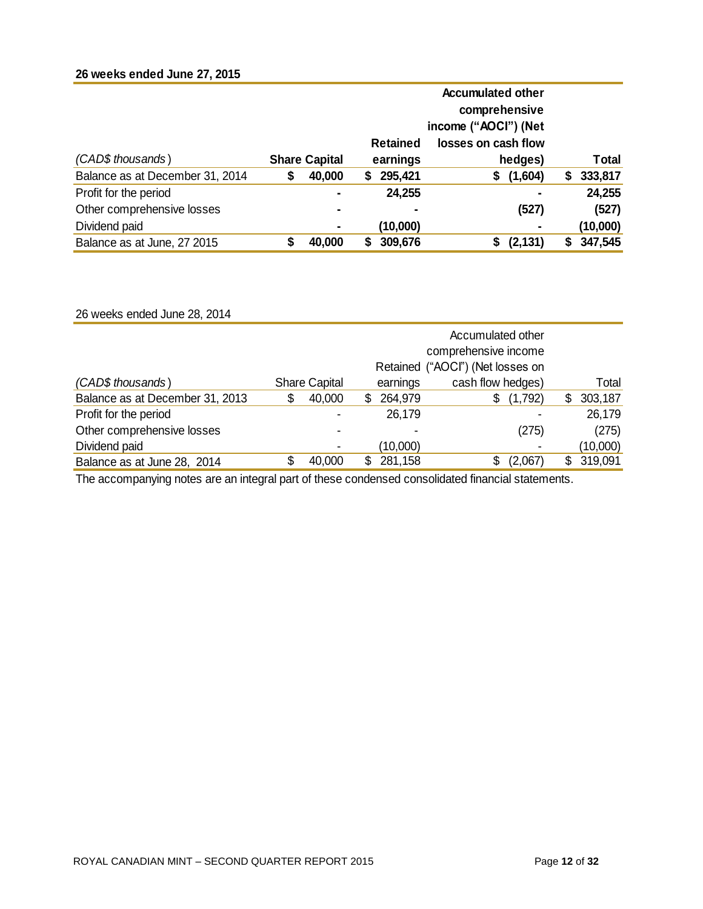**26 weeks ended June 27, 2015**

| *(CAD$ thousands)* | **Share Capital** | **Retained earnings** | **Accumulated other comprehensive income (“AOCI”) (Net losses on cash flow hedges)** | **Total** |
|---|---|---|---|---|
| Balance as at December 31, 2014 | **$ 40,000** | **$ 295,421** | **$ (1,604)** | **$ 333,817** |
| Profit for the period | **-** | **24,255** | **-** | **24,255** |
| Other comprehensive losses | **-** | **-** | **(527)** | **(527)** |
| Dividend paid | **-** | **(10,000)** | **-** | **(10,000)** |
| Balance as at June, 27 2015 | **$ 40,000** | **$ 309,676** | **$ (2,131)** | **$ 347,545** |

26 weeks ended June 28, 2014

| *(CAD$ thousands)* | Share Capital | Retained earnings | Accumulated other comprehensive income (“AOCI”) (Net losses on cash flow hedges) | Total |
|---|---|---|---|---|
| Balance as at December 31, 2013 | $ 40,000 | $ 264,979 | $ (1,792) | $ 303,187 |
| Profit for the period | - | 26,179 | - | 26,179 |
| Other comprehensive losses | - | - | (275) | (275) |
| Dividend paid | - | (10,000) | - | (10,000) |
| Balance as at June 28, 2014 | $ 40,000 | $ 281,158 | $ (2,067) | $ 319,091 |

The accompanying notes are an integral part of these condensed consolidated financial statements.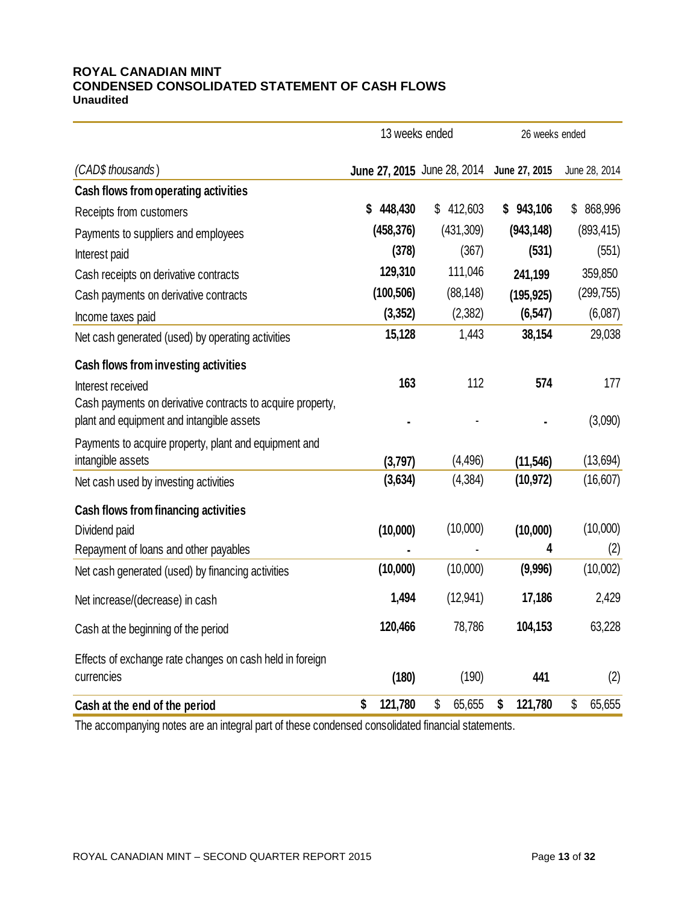**ROYAL CANADIAN MINT**
**CONDENSED CONSOLIDATED STATEMENT OF CASH FLOWS**
**Unaudited**

| | 13 weeks ended | | 26 weeks ended | |
|---|---|---|---|---|
| *(CAD$ thousands)* | **June 27, 2015** | June 28, 2014 | **June 27, 2015** | June 28, 2014 |
| **Cash flows from operating activities** | | | | |
| Receipts from customers | **$ 448,430** | $ 412,603 | **$ 943,106** | $ 868,996 |
| Payments to suppliers and employees | **(458,376)** | (431,309) | **(943,148)** | (893,415) |
| Interest paid | **(378)** | (367) | **(531)** | (551) |
| Cash receipts on derivative contracts | **129,310** | 111,046 | **241,199** | 359,850 |
| Cash payments on derivative contracts | **(100,506)** | (88,148) | **(195,925)** | (299,755) |
| Income taxes paid | **(3,352)** | (2,382) | **(6,547)** | (6,087) |
| Net cash generated (used) by operating activities | **15,128** | 1,443 | **38,154** | 29,038 |
| **Cash flows from investing activities** | | | | |
| Interest received | **163** | 112 | **574** | 177 |
| Cash payments on derivative contracts to acquire property, plant and equipment and intangible assets | **-** | - | **-** | (3,090) |
| Payments to acquire property, plant and equipment and intangible assets | **(3,797)** | (4,496) | **(11,546)** | (13,694) |
| Net cash used by investing activities | **(3,634)** | (4,384) | **(10,972)** | (16,607) |
| **Cash flows from financing activities** | | | | |
| Dividend paid | **(10,000)** | (10,000) | **(10,000)** | (10,000) |
| Repayment of loans and other payables | **-** | - | **4** | (2) |
| Net cash generated (used) by financing activities | **(10,000)** | (10,000) | **(9,996)** | (10,002) |
| Net increase/(decrease) in cash | **1,494** | (12,941) | **17,186** | 2,429 |
| Cash at the beginning of the period | **120,466** | 78,786 | **104,153** | 63,228 |
| Effects of exchange rate changes on cash held in foreign currencies | **(180)** | (190) | **441** | (2) |
| **Cash at the end of the period** | **$ 121,780** | $ 65,655 | **$ 121,780** | $ 65,655 |

The accompanying notes are an integral part of these condensed consolidated financial statements.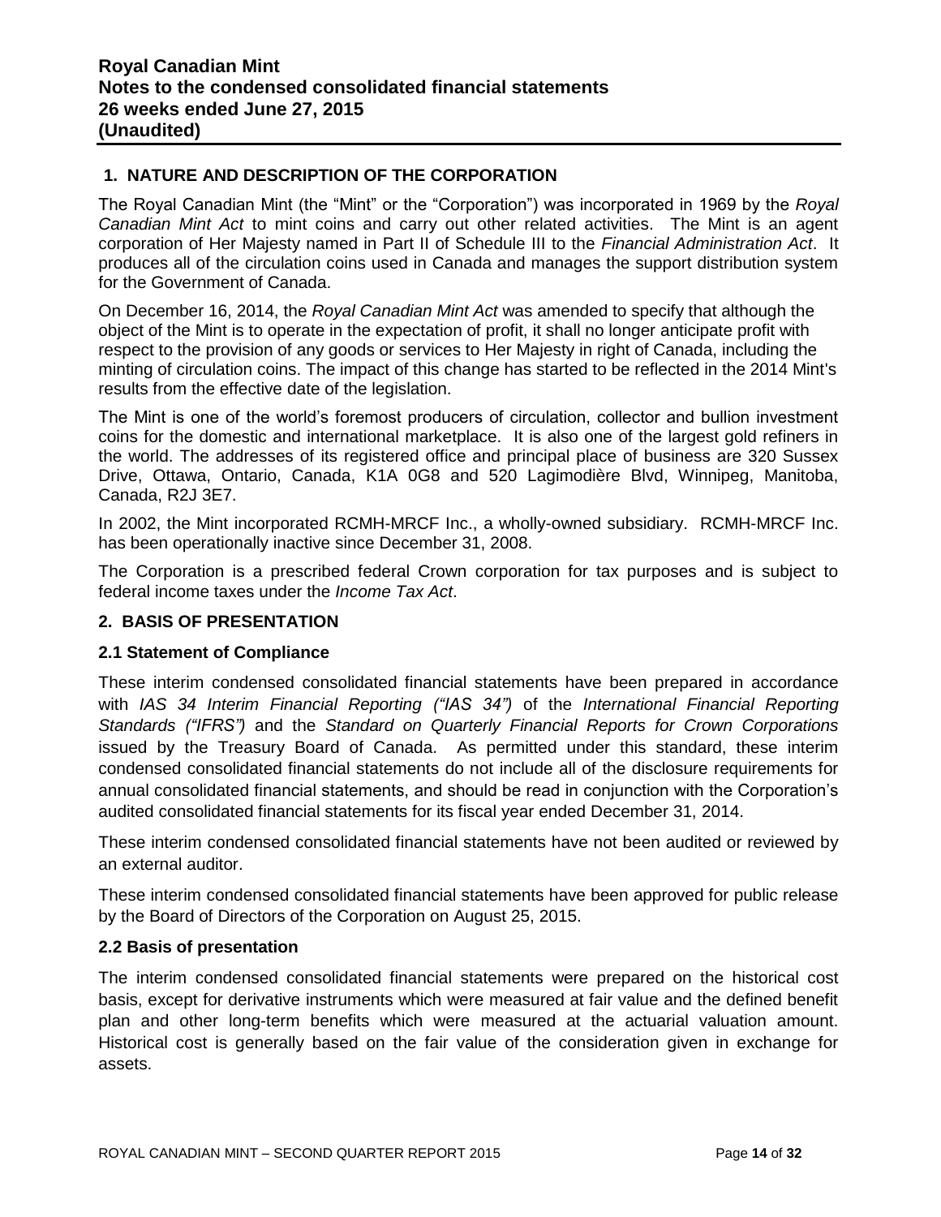# Royal Canadian Mint
## Notes to the condensed consolidated financial statements
## 26 weeks ended June 27, 2015
## (Unaudited)

### 1. NATURE AND DESCRIPTION OF THE CORPORATION

The Royal Canadian Mint (the "Mint" or the "Corporation") was incorporated in 1969 by the *Royal Canadian Mint Act* to mint coins and carry out other related activities. The Mint is an agent corporation of Her Majesty named in Part II of Schedule III to the *Financial Administration Act*. It produces all of the circulation coins used in Canada and manages the support distribution system for the Government of Canada.

On December 16, 2014, the *Royal Canadian Mint Act* was amended to specify that although the object of the Mint is to operate in the expectation of profit, it shall no longer anticipate profit with respect to the provision of any goods or services to Her Majesty in right of Canada, including the minting of circulation coins. The impact of this change has started to be reflected in the 2014 Mint's results from the effective date of the legislation.

The Mint is one of the world's foremost producers of circulation, collector and bullion investment coins for the domestic and international marketplace. It is also one of the largest gold refiners in the world. The addresses of its registered office and principal place of business are 320 Sussex Drive, Ottawa, Ontario, Canada, K1A 0G8 and 520 Lagimodière Blvd, Winnipeg, Manitoba, Canada, R2J 3E7.

In 2002, the Mint incorporated RCMH-MRCF Inc., a wholly-owned subsidiary. RCMH-MRCF Inc. has been operationally inactive since December 31, 2008.

The Corporation is a prescribed federal Crown corporation for tax purposes and is subject to federal income taxes under the *Income Tax Act*.

### 2. BASIS OF PRESENTATION

#### 2.1 Statement of Compliance

These interim condensed consolidated financial statements have been prepared in accordance with *IAS 34 Interim Financial Reporting ("IAS 34")* of the *International Financial Reporting Standards ("IFRS")* and the *Standard on Quarterly Financial Reports for Crown Corporations* issued by the Treasury Board of Canada. As permitted under this standard, these interim condensed consolidated financial statements do not include all of the disclosure requirements for annual consolidated financial statements, and should be read in conjunction with the Corporation's audited consolidated financial statements for its fiscal year ended December 31, 2014.

These interim condensed consolidated financial statements have not been audited or reviewed by an external auditor.

These interim condensed consolidated financial statements have been approved for public release by the Board of Directors of the Corporation on August 25, 2015.

#### 2.2 Basis of presentation

The interim condensed consolidated financial statements were prepared on the historical cost basis, except for derivative instruments which were measured at fair value and the defined benefit plan and other long-term benefits which were measured at the actuarial valuation amount. Historical cost is generally based on the fair value of the consideration given in exchange for assets.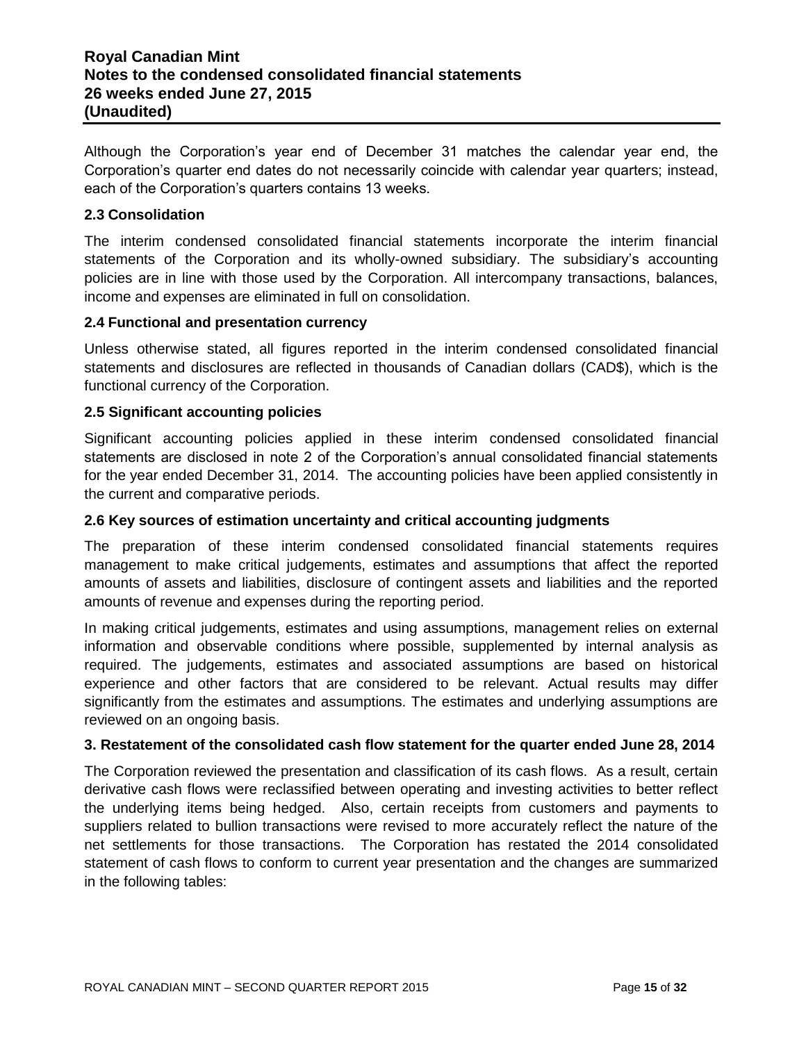Although the Corporation's year end of December 31 matches the calendar year end, the Corporation's quarter end dates do not necessarily coincide with calendar year quarters; instead, each of the Corporation's quarters contains 13 weeks.

### 2.3 Consolidation

The interim condensed consolidated financial statements incorporate the interim financial statements of the Corporation and its wholly-owned subsidiary. The subsidiary's accounting policies are in line with those used by the Corporation. All intercompany transactions, balances, income and expenses are eliminated in full on consolidation.

### 2.4 Functional and presentation currency

Unless otherwise stated, all figures reported in the interim condensed consolidated financial statements and disclosures are reflected in thousands of Canadian dollars (CAD$), which is the functional currency of the Corporation.

### 2.5 Significant accounting policies

Significant accounting policies applied in these interim condensed consolidated financial statements are disclosed in note 2 of the Corporation's annual consolidated financial statements for the year ended December 31, 2014. The accounting policies have been applied consistently in the current and comparative periods.

### 2.6 Key sources of estimation uncertainty and critical accounting judgments

The preparation of these interim condensed consolidated financial statements requires management to make critical judgements, estimates and assumptions that affect the reported amounts of assets and liabilities, disclosure of contingent assets and liabilities and the reported amounts of revenue and expenses during the reporting period.

In making critical judgements, estimates and using assumptions, management relies on external information and observable conditions where possible, supplemented by internal analysis as required. The judgements, estimates and associated assumptions are based on historical experience and other factors that are considered to be relevant. Actual results may differ significantly from the estimates and assumptions. The estimates and underlying assumptions are reviewed on an ongoing basis.

## 3. Restatement of the consolidated cash flow statement for the quarter ended June 28, 2014

The Corporation reviewed the presentation and classification of its cash flows. As a result, certain derivative cash flows were reclassified between operating and investing activities to better reflect the underlying items being hedged. Also, certain receipts from customers and payments to suppliers related to bullion transactions were revised to more accurately reflect the nature of the net settlements for those transactions. The Corporation has restated the 2014 consolidated statement of cash flows to conform to current year presentation and the changes are summarized in the following tables: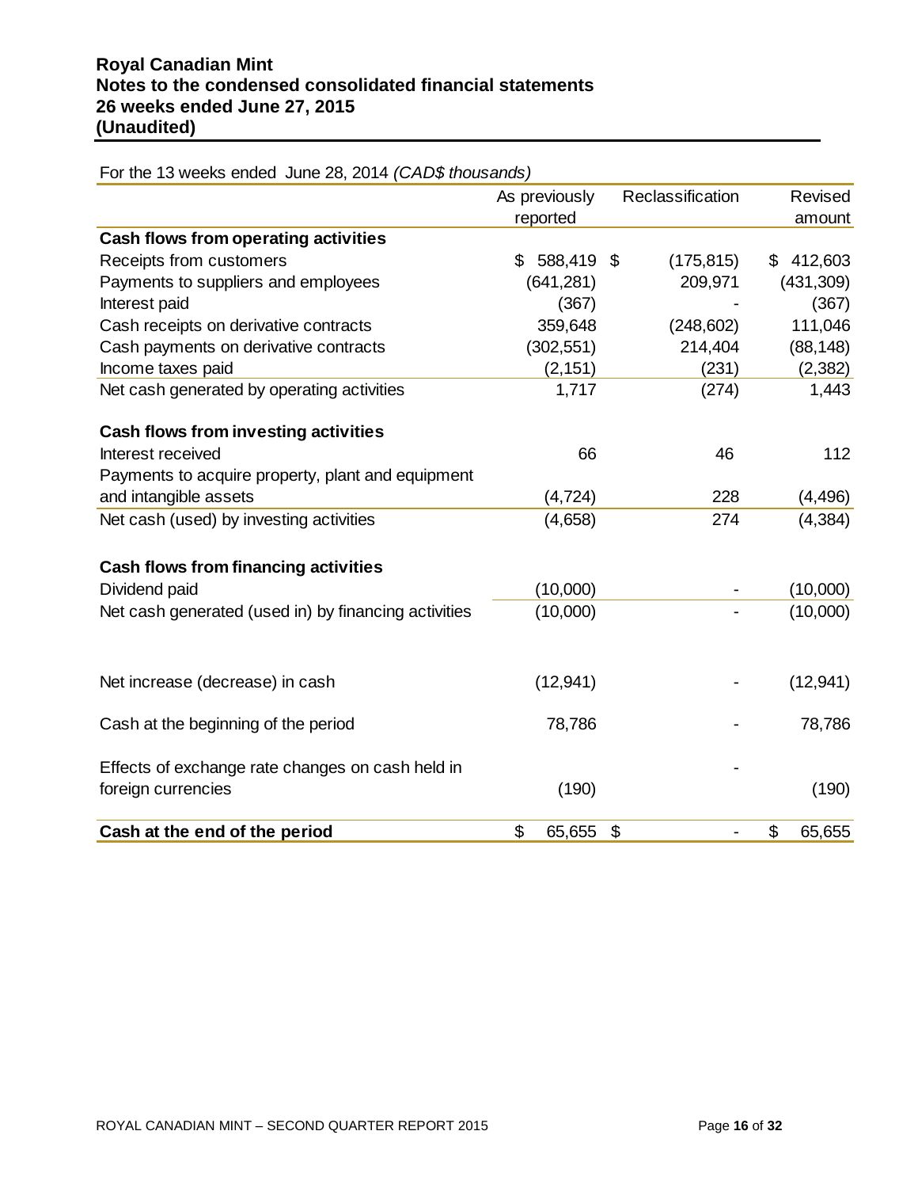For the 13 weeks ended June 28, 2014 *(CAD$ thousands)*

| | As previously reported | Reclassification | Revised amount |
|---|---|---|---|
| **Cash flows from operating activities** | | | |
| Receipts from customers | $ 588,419 | $ (175,815) | $ 412,603 |
| Payments to suppliers and employees | (641,281) | 209,971 | (431,309) |
| Interest paid | (367) | - | (367) |
| Cash receipts on derivative contracts | 359,648 | (248,602) | 111,046 |
| Cash payments on derivative contracts | (302,551) | 214,404 | (88,148) |
| Income taxes paid | (2,151) | (231) | (2,382) |
| Net cash generated by operating activities | 1,717 | (274) | 1,443 |
| **Cash flows from investing activities** | | | |
| Interest received | 66 | 46 | 112 |
| Payments to acquire property, plant and equipment and intangible assets | (4,724) | 228 | (4,496) |
| Net cash (used) by investing activities | (4,658) | 274 | (4,384) |
| **Cash flows from financing activities** | | | |
| Dividend paid | (10,000) | - | (10,000) |
| Net cash generated (used in) by financing activities | (10,000) | - | (10,000) |
| Net increase (decrease) in cash | (12,941) | - | (12,941) |
| Cash at the beginning of the period | 78,786 | - | 78,786 |
| Effects of exchange rate changes on cash held in foreign currencies | (190) | - | (190) |
| **Cash at the end of the period** | $ 65,655 | $ - | $ 65,655 |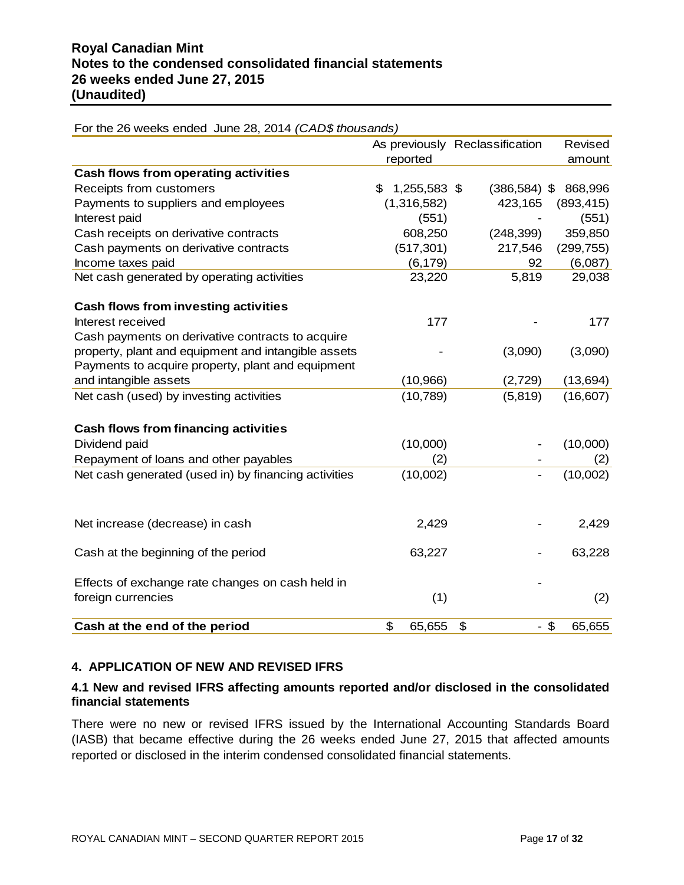## Royal Canadian Mint
## Notes to the condensed consolidated financial statements
## 26 weeks ended June 27, 2015
## (Unaudited)

For the 26 weeks ended June 28, 2014 *(CAD$ thousands)*

| | As previously reported | Reclassification | Revised amount |
|---|---|---|---|
| **Cash flows from operating activities** | | | |
| Receipts from customers | $ 1,255,583 | $ (386,584) | $ 868,996 |
| Payments to suppliers and employees | (1,316,582) | 423,165 | (893,415) |
| Interest paid | (551) | - | (551) |
| Cash receipts on derivative contracts | 608,250 | (248,399) | 359,850 |
| Cash payments on derivative contracts | (517,301) | 217,546 | (299,755) |
| Income taxes paid | (6,179) | 92 | (6,087) |
| Net cash generated by operating activities | 23,220 | 5,819 | 29,038 |
| **Cash flows from investing activities** | | | |
| Interest received | 177 | - | 177 |
| Cash payments on derivative contracts to acquire property, plant and equipment and intangible assets | - | (3,090) | (3,090) |
| Payments to acquire property, plant and equipment and intangible assets | (10,966) | (2,729) | (13,694) |
| Net cash (used) by investing activities | (10,789) | (5,819) | (16,607) |
| **Cash flows from financing activities** | | | |
| Dividend paid | (10,000) | - | (10,000) |
| Repayment of loans and other payables | (2) | - | (2) |
| Net cash generated (used in) by financing activities | (10,002) | - | (10,002) |
| Net increase (decrease) in cash | 2,429 | - | 2,429 |
| Cash at the beginning of the period | 63,227 | - | 63,228 |
| Effects of exchange rate changes on cash held in foreign currencies | (1) | - | (2) |
| **Cash at the end of the period** | $ 65,655 | $ - | $ 65,655 |

### 4. APPLICATION OF NEW AND REVISED IFRS

#### 4.1 New and revised IFRS affecting amounts reported and/or disclosed in the consolidated financial statements

There were no new or revised IFRS issued by the International Accounting Standards Board (IASB) that became effective during the 26 weeks ended June 27, 2015 that affected amounts reported or disclosed in the interim condensed consolidated financial statements.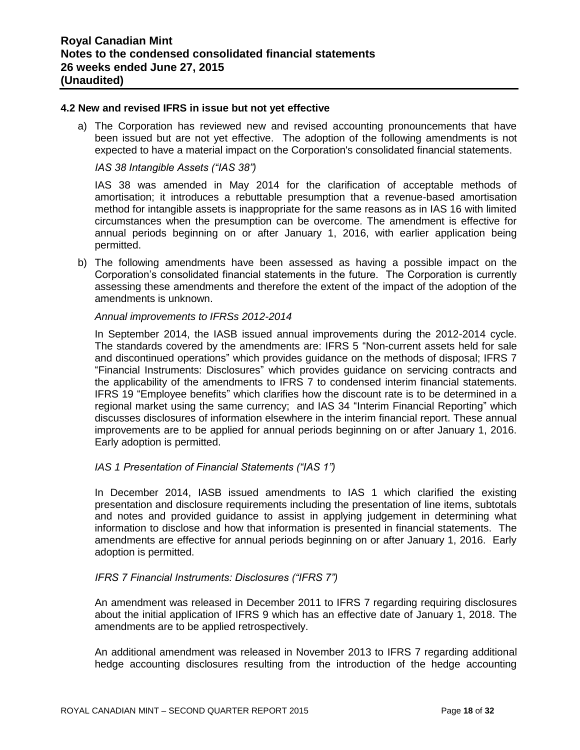### 4.2 New and revised IFRS in issue but not yet effective

a) The Corporation has reviewed new and revised accounting pronouncements that have been issued but are not yet effective. The adoption of the following amendments is not expected to have a material impact on the Corporation's consolidated financial statements.

   *IAS 38 Intangible Assets ("IAS 38")*

   IAS 38 was amended in May 2014 for the clarification of acceptable methods of amortisation; it introduces a rebuttable presumption that a revenue-based amortisation method for intangible assets is inappropriate for the same reasons as in IAS 16 with limited circumstances when the presumption can be overcome. The amendment is effective for annual periods beginning on or after January 1, 2016, with earlier application being permitted.

b) The following amendments have been assessed as having a possible impact on the Corporation's consolidated financial statements in the future. The Corporation is currently assessing these amendments and therefore the extent of the impact of the adoption of the amendments is unknown.

   *Annual improvements to IFRSs 2012-2014*

   In September 2014, the IASB issued annual improvements during the 2012-2014 cycle. The standards covered by the amendments are: IFRS 5 "Non-current assets held for sale and discontinued operations" which provides guidance on the methods of disposal; IFRS 7 "Financial Instruments: Disclosures" which provides guidance on servicing contracts and the applicability of the amendments to IFRS 7 to condensed interim financial statements. IFRS 19 "Employee benefits" which clarifies how the discount rate is to be determined in a regional market using the same currency; and IAS 34 "Interim Financial Reporting" which discusses disclosures of information elsewhere in the interim financial report. These annual improvements are to be applied for annual periods beginning on or after January 1, 2016. Early adoption is permitted.

   *IAS 1 Presentation of Financial Statements ("IAS 1")*

   In December 2014, IASB issued amendments to IAS 1 which clarified the existing presentation and disclosure requirements including the presentation of line items, subtotals and notes and provided guidance to assist in applying judgement in determining what information to disclose and how that information is presented in financial statements. The amendments are effective for annual periods beginning on or after January 1, 2016. Early adoption is permitted.

   *IFRS 7 Financial Instruments: Disclosures ("IFRS 7")*

   An amendment was released in December 2011 to IFRS 7 regarding requiring disclosures about the initial application of IFRS 9 which has an effective date of January 1, 2018. The amendments are to be applied retrospectively.

   An additional amendment was released in November 2013 to IFRS 7 regarding additional hedge accounting disclosures resulting from the introduction of the hedge accounting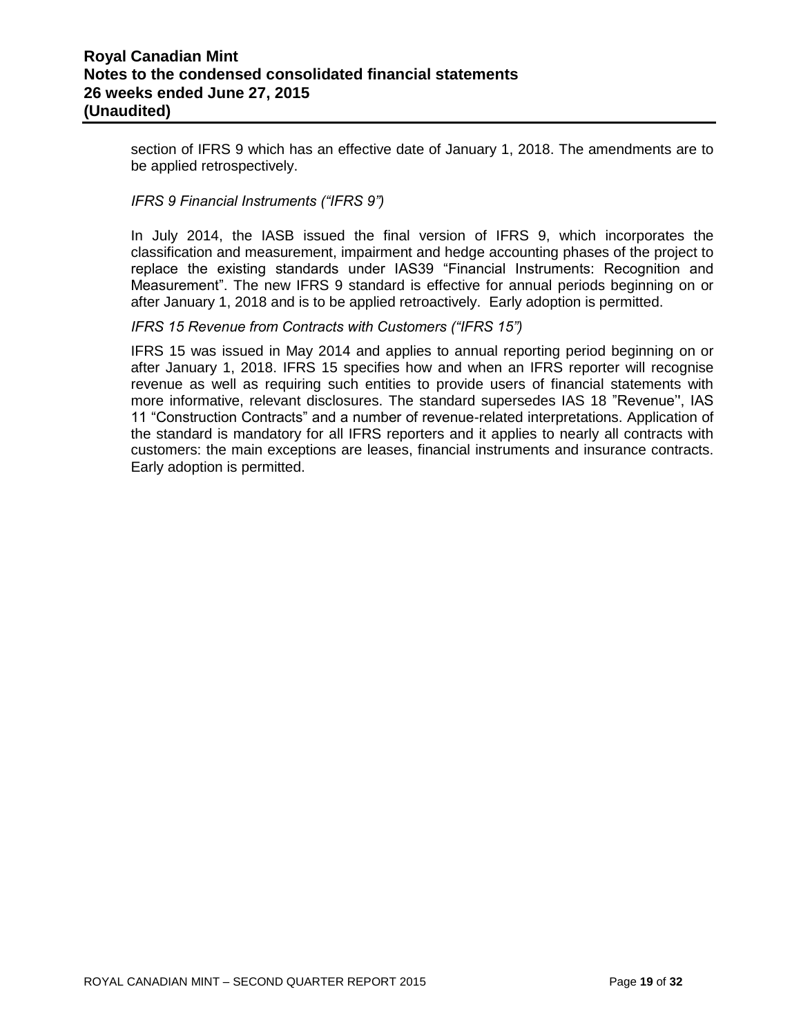section of IFRS 9 which has an effective date of January 1, 2018. The amendments are to be applied retrospectively.

*IFRS 9 Financial Instruments (“IFRS 9”)*

In July 2014, the IASB issued the final version of IFRS 9, which incorporates the classification and measurement, impairment and hedge accounting phases of the project to replace the existing standards under IAS39 “Financial Instruments: Recognition and Measurement”. The new IFRS 9 standard is effective for annual periods beginning on or after January 1, 2018 and is to be applied retroactively. Early adoption is permitted.

*IFRS 15 Revenue from Contracts with Customers (“IFRS 15”)*

IFRS 15 was issued in May 2014 and applies to annual reporting period beginning on or after January 1, 2018. IFRS 15 specifies how and when an IFRS reporter will recognise revenue as well as requiring such entities to provide users of financial statements with more informative, relevant disclosures. The standard supersedes IAS 18 ”Revenue'', IAS 11 “Construction Contracts” and a number of revenue-related interpretations. Application of the standard is mandatory for all IFRS reporters and it applies to nearly all contracts with customers: the main exceptions are leases, financial instruments and insurance contracts. Early adoption is permitted.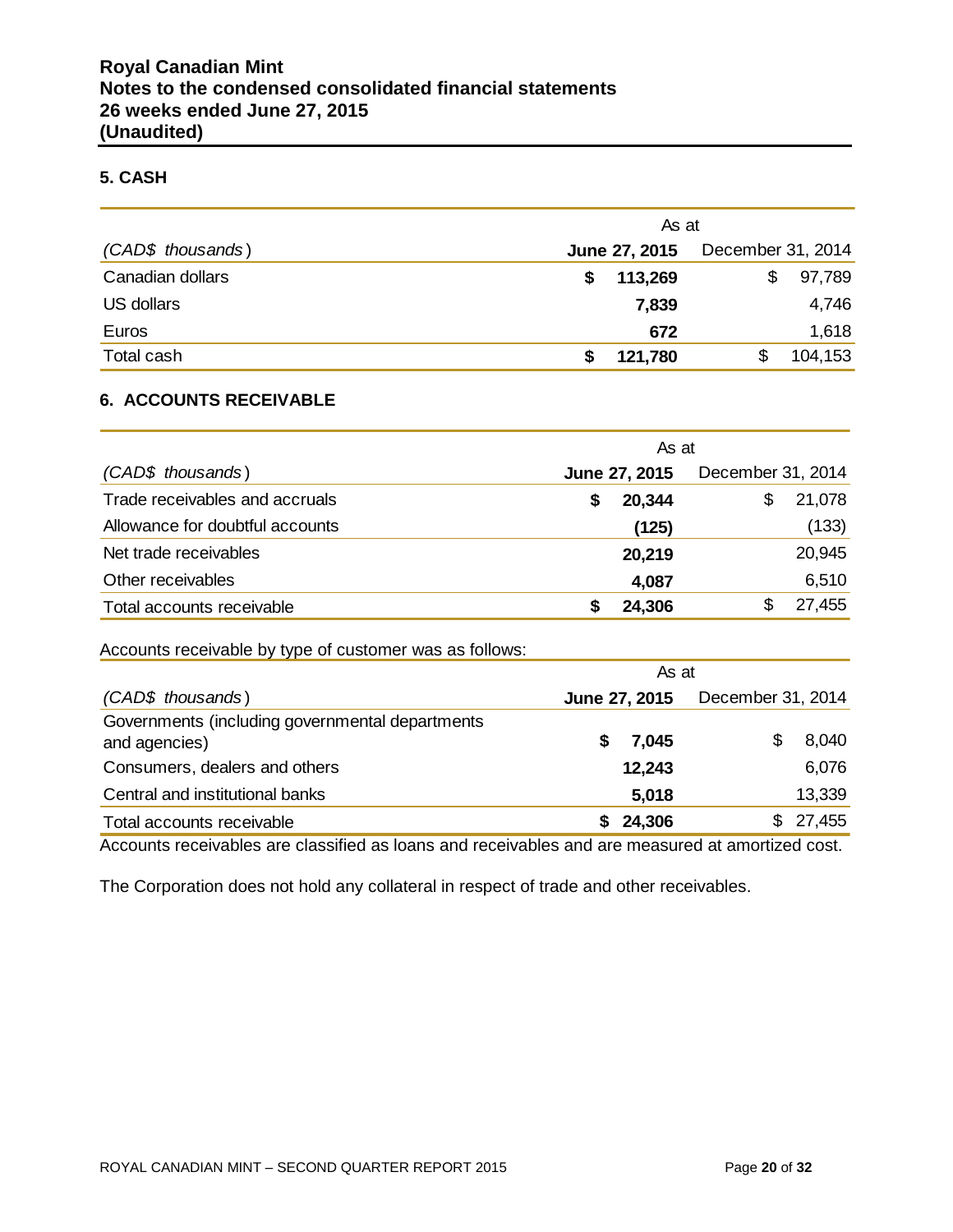## 5. CASH

| *(CAD$ thousands)* | As at June 27, 2015 | As at December 31, 2014 |
|---|---|---|
| Canadian dollars | **$ 113,269** | $ 97,789 |
| US dollars | **7,839** | 4,746 |
| Euros | **672** | 1,618 |
| Total cash | **$ 121,780** | $ 104,153 |

## 6. ACCOUNTS RECEIVABLE

| *(CAD$ thousands)* | As at June 27, 2015 | As at December 31, 2014 |
|---|---|---|
| Trade receivables and accruals | **$ 20,344** | $ 21,078 |
| Allowance for doubtful accounts | **(125)** | (133) |
| Net trade receivables | **20,219** | 20,945 |
| Other receivables | **4,087** | 6,510 |
| Total accounts receivable | **$ 24,306** | $ 27,455 |

Accounts receivable by type of customer was as follows:

| *(CAD$ thousands)* | As at June 27, 2015 | As at December 31, 2014 |
|---|---|---|
| Governments (including governmental departments and agencies) | **$ 7,045** | $ 8,040 |
| Consumers, dealers and others | **12,243** | 6,076 |
| Central and institutional banks | **5,018** | 13,339 |
| Total accounts receivable | **$ 24,306** | $ 27,455 |

Accounts receivables are classified as loans and receivables and are measured at amortized cost.

The Corporation does not hold any collateral in respect of trade and other receivables.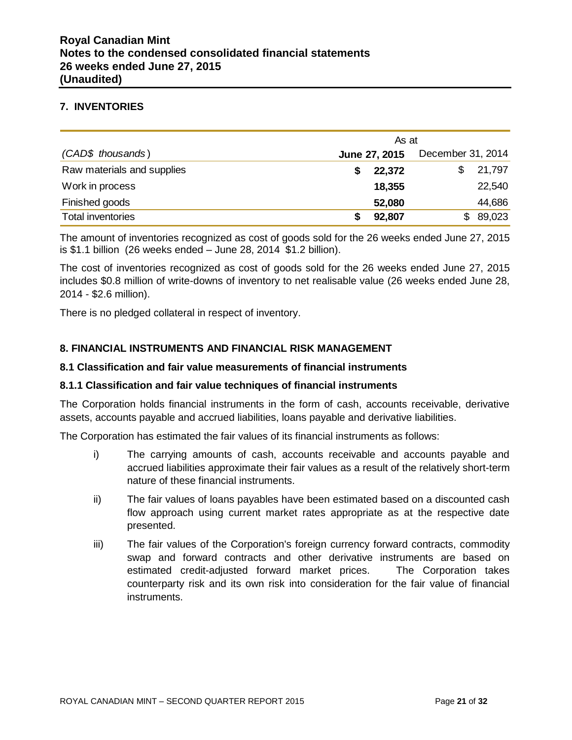## 7. INVENTORIES

| | As at | |
|---|---|---|
| *(CAD$ thousands)* | **June 27, 2015** | December 31, 2014 |
| Raw materials and supplies | **$ 22,372** | $ 21,797 |
| Work in process | **18,355** | 22,540 |
| Finished goods | **52,080** | 44,686 |
| Total inventories | **$ 92,807** | $ 89,023 |

The amount of inventories recognized as cost of goods sold for the 26 weeks ended June 27, 2015 is $1.1 billion (26 weeks ended – June 28, 2014 $1.2 billion).

The cost of inventories recognized as cost of goods sold for the 26 weeks ended June 27, 2015 includes $0.8 million of write-downs of inventory to net realisable value (26 weeks ended June 28, 2014 - $2.6 million).

There is no pledged collateral in respect of inventory.

## 8. FINANCIAL INSTRUMENTS AND FINANCIAL RISK MANAGEMENT

### 8.1 Classification and fair value measurements of financial instruments

#### 8.1.1 Classification and fair value techniques of financial instruments

The Corporation holds financial instruments in the form of cash, accounts receivable, derivative assets, accounts payable and accrued liabilities, loans payable and derivative liabilities.

The Corporation has estimated the fair values of its financial instruments as follows:

i) The carrying amounts of cash, accounts receivable and accounts payable and accrued liabilities approximate their fair values as a result of the relatively short-term nature of these financial instruments.

ii) The fair values of loans payables have been estimated based on a discounted cash flow approach using current market rates appropriate as at the respective date presented.

iii) The fair values of the Corporation's foreign currency forward contracts, commodity swap and forward contracts and other derivative instruments are based on estimated credit-adjusted forward market prices. The Corporation takes counterparty risk and its own risk into consideration for the fair value of financial instruments.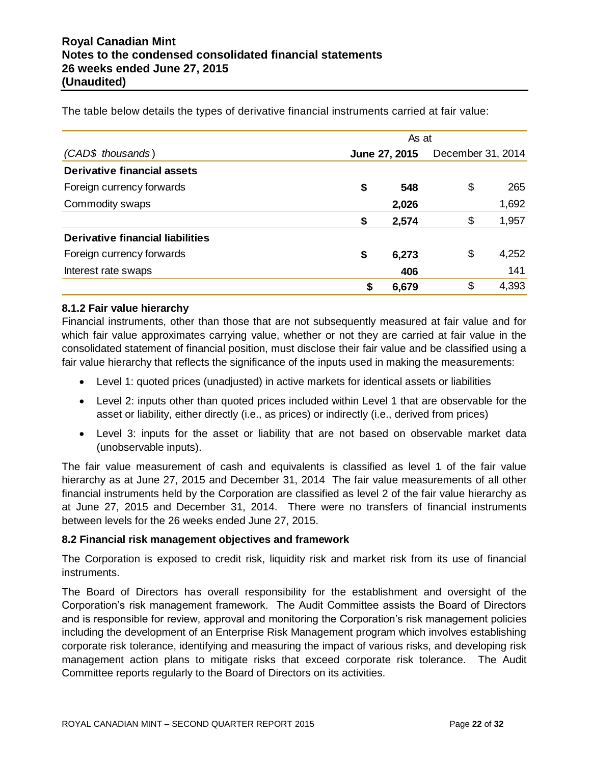The table below details the types of derivative financial instruments carried at fair value:

| | As at | |
|---|---|---|
| *(CAD$ thousands)* | **June 27, 2015** | December 31, 2014 |
| **Derivative financial assets** | | |
| Foreign currency forwards | **$ 548** | $ 265 |
| Commodity swaps | **2,026** | 1,692 |
| | **$ 2,574** | $ 1,957 |
| **Derivative financial liabilities** | | |
| Foreign currency forwards | **$ 6,273** | $ 4,252 |
| Interest rate swaps | **406** | 141 |
| | **$ 6,679** | $ 4,393 |

### 8.1.2 Fair value hierarchy

Financial instruments, other than those that are not subsequently measured at fair value and for which fair value approximates carrying value, whether or not they are carried at fair value in the consolidated statement of financial position, must disclose their fair value and be classified using a fair value hierarchy that reflects the significance of the inputs used in making the measurements:

- Level 1: quoted prices (unadjusted) in active markets for identical assets or liabilities
- Level 2: inputs other than quoted prices included within Level 1 that are observable for the asset or liability, either directly (i.e., as prices) or indirectly (i.e., derived from prices)
- Level 3: inputs for the asset or liability that are not based on observable market data (unobservable inputs).

The fair value measurement of cash and equivalents is classified as level 1 of the fair value hierarchy as at June 27, 2015 and December 31, 2014 The fair value measurements of all other financial instruments held by the Corporation are classified as level 2 of the fair value hierarchy as at June 27, 2015 and December 31, 2014. There were no transfers of financial instruments between levels for the 26 weeks ended June 27, 2015.

### 8.2 Financial risk management objectives and framework

The Corporation is exposed to credit risk, liquidity risk and market risk from its use of financial instruments.

The Board of Directors has overall responsibility for the establishment and oversight of the Corporation's risk management framework. The Audit Committee assists the Board of Directors and is responsible for review, approval and monitoring the Corporation's risk management policies including the development of an Enterprise Risk Management program which involves establishing corporate risk tolerance, identifying and measuring the impact of various risks, and developing risk management action plans to mitigate risks that exceed corporate risk tolerance. The Audit Committee reports regularly to the Board of Directors on its activities.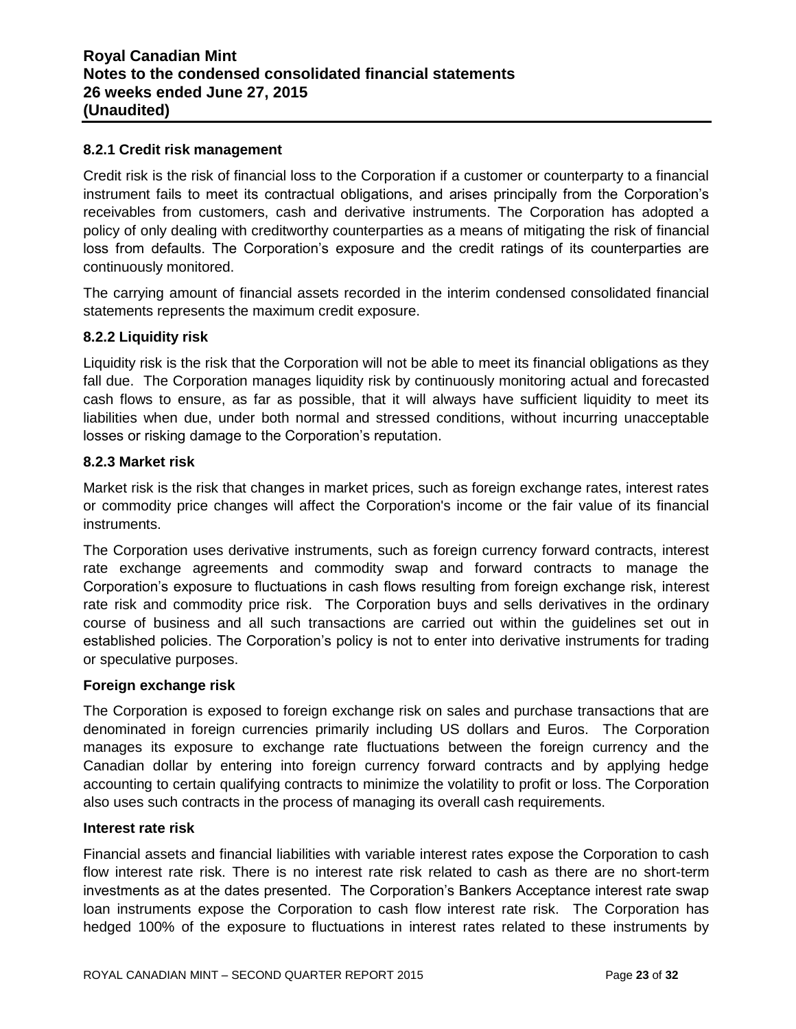#### 8.2.1 Credit risk management

Credit risk is the risk of financial loss to the Corporation if a customer or counterparty to a financial instrument fails to meet its contractual obligations, and arises principally from the Corporation's receivables from customers, cash and derivative instruments. The Corporation has adopted a policy of only dealing with creditworthy counterparties as a means of mitigating the risk of financial loss from defaults. The Corporation's exposure and the credit ratings of its counterparties are continuously monitored.

The carrying amount of financial assets recorded in the interim condensed consolidated financial statements represents the maximum credit exposure.

#### 8.2.2 Liquidity risk

Liquidity risk is the risk that the Corporation will not be able to meet its financial obligations as they fall due. The Corporation manages liquidity risk by continuously monitoring actual and forecasted cash flows to ensure, as far as possible, that it will always have sufficient liquidity to meet its liabilities when due, under both normal and stressed conditions, without incurring unacceptable losses or risking damage to the Corporation's reputation.

#### 8.2.3 Market risk

Market risk is the risk that changes in market prices, such as foreign exchange rates, interest rates or commodity price changes will affect the Corporation's income or the fair value of its financial instruments.

The Corporation uses derivative instruments, such as foreign currency forward contracts, interest rate exchange agreements and commodity swap and forward contracts to manage the Corporation's exposure to fluctuations in cash flows resulting from foreign exchange risk, interest rate risk and commodity price risk. The Corporation buys and sells derivatives in the ordinary course of business and all such transactions are carried out within the guidelines set out in established policies. The Corporation's policy is not to enter into derivative instruments for trading or speculative purposes.

**Foreign exchange risk**

The Corporation is exposed to foreign exchange risk on sales and purchase transactions that are denominated in foreign currencies primarily including US dollars and Euros. The Corporation manages its exposure to exchange rate fluctuations between the foreign currency and the Canadian dollar by entering into foreign currency forward contracts and by applying hedge accounting to certain qualifying contracts to minimize the volatility to profit or loss. The Corporation also uses such contracts in the process of managing its overall cash requirements.

**Interest rate risk**

Financial assets and financial liabilities with variable interest rates expose the Corporation to cash flow interest rate risk. There is no interest rate risk related to cash as there are no short-term investments as at the dates presented. The Corporation's Bankers Acceptance interest rate swap loan instruments expose the Corporation to cash flow interest rate risk. The Corporation has hedged 100% of the exposure to fluctuations in interest rates related to these instruments by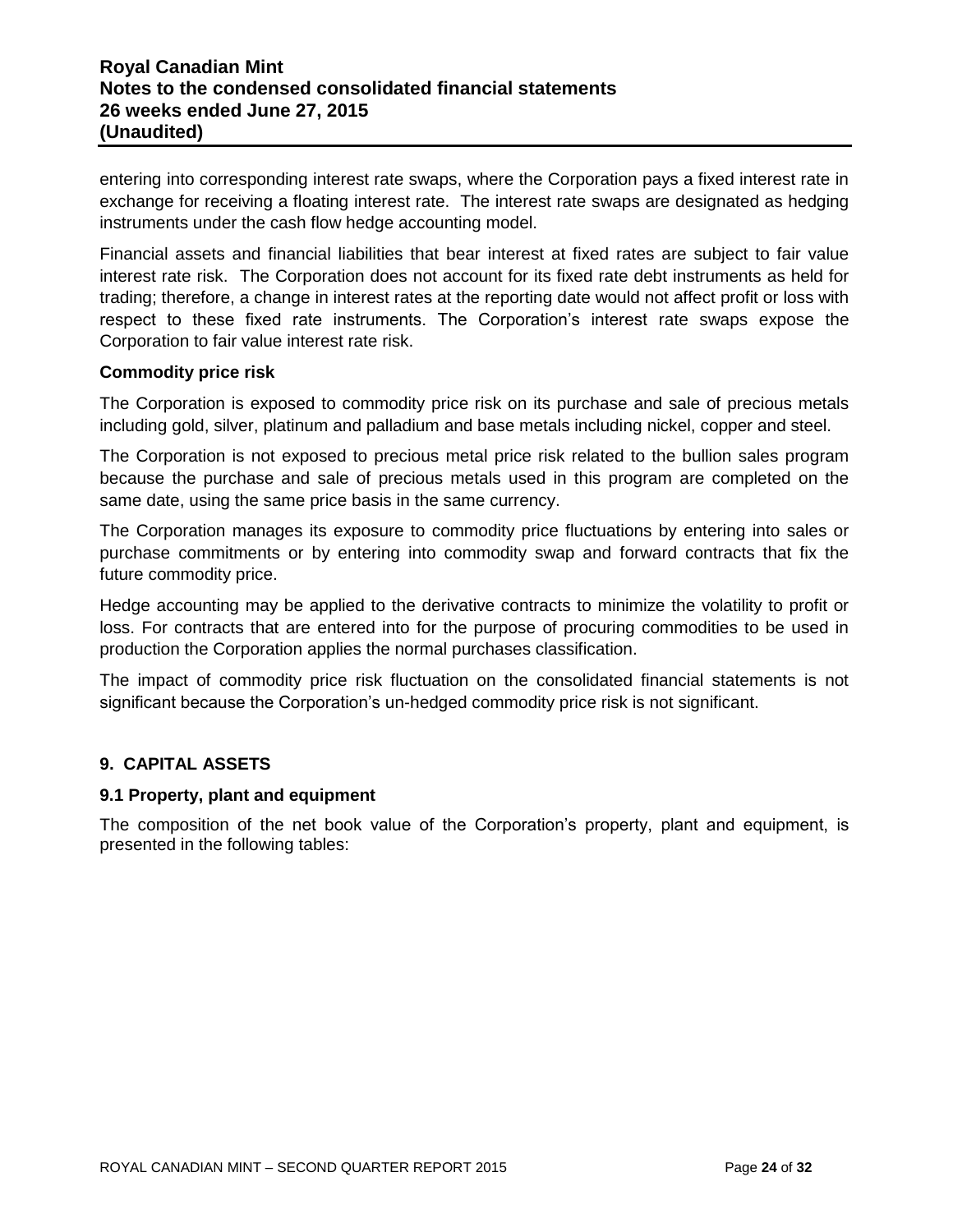entering into corresponding interest rate swaps, where the Corporation pays a fixed interest rate in exchange for receiving a floating interest rate. The interest rate swaps are designated as hedging instruments under the cash flow hedge accounting model.

Financial assets and financial liabilities that bear interest at fixed rates are subject to fair value interest rate risk. The Corporation does not account for its fixed rate debt instruments as held for trading; therefore, a change in interest rates at the reporting date would not affect profit or loss with respect to these fixed rate instruments. The Corporation's interest rate swaps expose the Corporation to fair value interest rate risk.

**Commodity price risk**

The Corporation is exposed to commodity price risk on its purchase and sale of precious metals including gold, silver, platinum and palladium and base metals including nickel, copper and steel.

The Corporation is not exposed to precious metal price risk related to the bullion sales program because the purchase and sale of precious metals used in this program are completed on the same date, using the same price basis in the same currency.

The Corporation manages its exposure to commodity price fluctuations by entering into sales or purchase commitments or by entering into commodity swap and forward contracts that fix the future commodity price.

Hedge accounting may be applied to the derivative contracts to minimize the volatility to profit or loss. For contracts that are entered into for the purpose of procuring commodities to be used in production the Corporation applies the normal purchases classification.

The impact of commodity price risk fluctuation on the consolidated financial statements is not significant because the Corporation's un-hedged commodity price risk is not significant.

## 9. CAPITAL ASSETS

### 9.1 Property, plant and equipment

The composition of the net book value of the Corporation's property, plant and equipment, is presented in the following tables: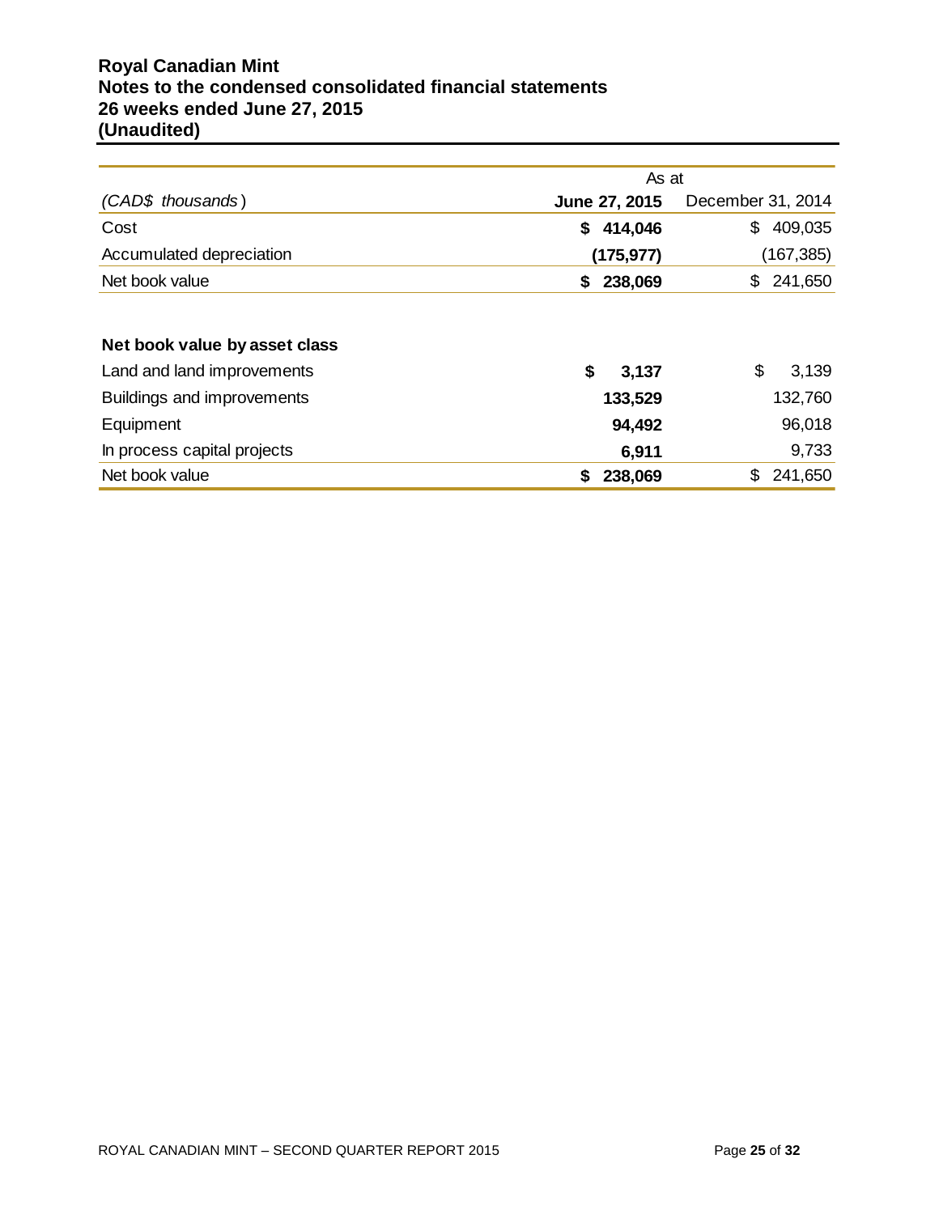| (CAD$ thousands) | As at June 27, 2015 | December 31, 2014 |
|---|---|---|
| Cost | **$ 414,046** | $ 409,035 |
| Accumulated depreciation | **(175,977)** | (167,385) |
| Net book value | **$ 238,069** | $ 241,650 |

| **Net book value by asset class** | June 27, 2015 | December 31, 2014 |
|---|---|---|
| Land and land improvements | **$ 3,137** | $ 3,139 |
| Buildings and improvements | **133,529** | 132,760 |
| Equipment | **94,492** | 96,018 |
| In process capital projects | **6,911** | 9,733 |
| Net book value | **$ 238,069** | $ 241,650 |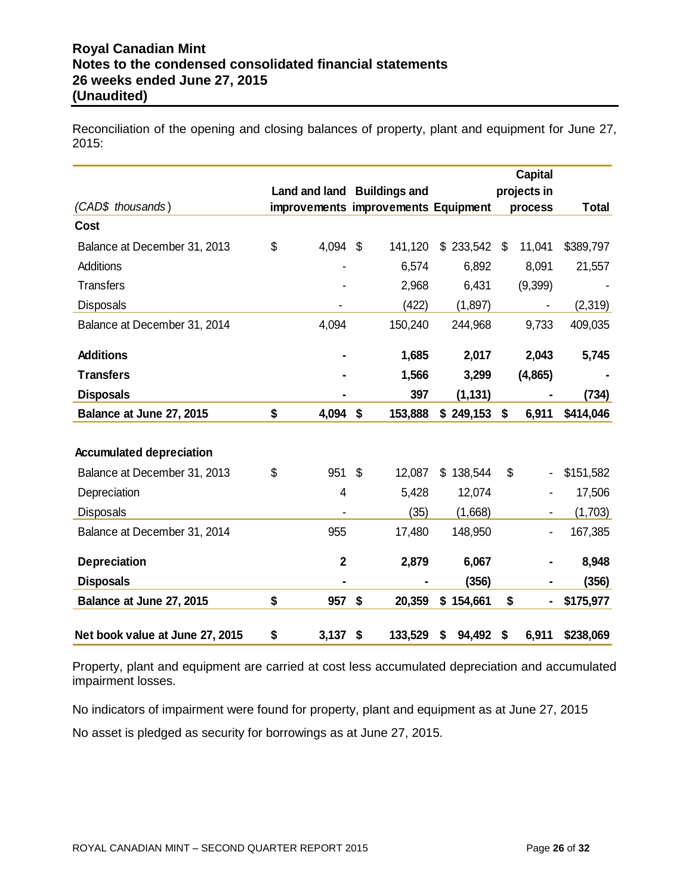Reconciliation of the opening and closing balances of property, plant and equipment for June 27, 2015:

| *(CAD$ thousands)* | Land and land improvements | Buildings and improvements | Equipment | Capital projects in process | Total |
|---|---|---|---|---|---|
| **Cost** | | | | | |
| Balance at December 31, 2013 | $ 4,094 | $ 141,120 | $ 233,542 | $ 11,041 | $389,797 |
| Additions | - | 6,574 | 6,892 | 8,091 | 21,557 |
| Transfers | - | 2,968 | 6,431 | (9,399) | - |
| Disposals | - | (422) | (1,897) | - | (2,319) |
| Balance at December 31, 2014 | 4,094 | 150,240 | 244,968 | 9,733 | 409,035 |
| **Additions** | **-** | **1,685** | **2,017** | **2,043** | **5,745** |
| **Transfers** | **-** | **1,566** | **3,299** | **(4,865)** | **-** |
| **Disposals** | **-** | **397** | **(1,131)** | **-** | **(734)** |
| **Balance at June 27, 2015** | **$ 4,094** | **$ 153,888** | **$ 249,153** | **$ 6,911** | **$414,046** |
| **Accumulated depreciation** | | | | | |
| Balance at December 31, 2013 | $ 951 | $ 12,087 | $ 138,544 | $ - | $151,582 |
| Depreciation | 4 | 5,428 | 12,074 | - | 17,506 |
| Disposals | - | (35) | (1,668) | - | (1,703) |
| Balance at December 31, 2014 | 955 | 17,480 | 148,950 | - | 167,385 |
| **Depreciation** | **2** | **2,879** | **6,067** | **-** | **8,948** |
| **Disposals** | **-** | **-** | **(356)** | **-** | **(356)** |
| **Balance at June 27, 2015** | **$ 957** | **$ 20,359** | **$ 154,661** | **$ -** | **$175,977** |
| **Net book value at June 27, 2015** | **$ 3,137** | **$ 133,529** | **$ 94,492** | **$ 6,911** | **$238,069** |

Property, plant and equipment are carried at cost less accumulated depreciation and accumulated impairment losses.

No indicators of impairment were found for property, plant and equipment as at June 27, 2015

No asset is pledged as security for borrowings as at June 27, 2015.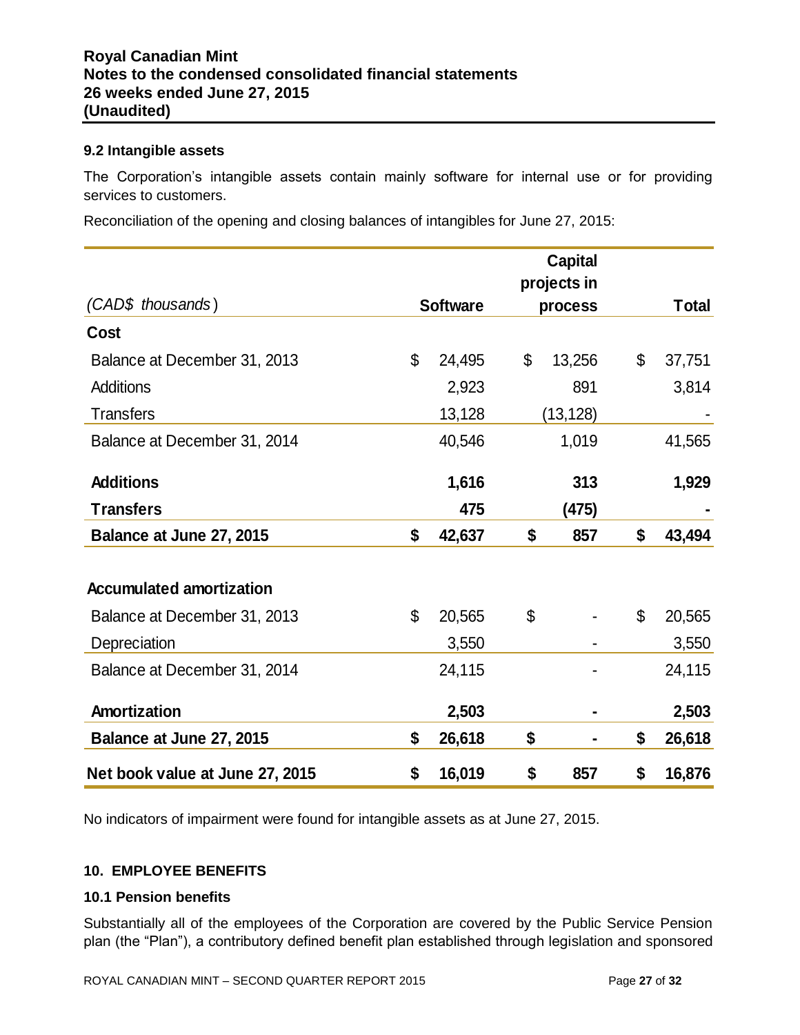### 9.2 Intangible assets

The Corporation's intangible assets contain mainly software for internal use or for providing services to customers.

Reconciliation of the opening and closing balances of intangibles for June 27, 2015:

| *(CAD$ thousands)* | Software | Capital projects in process | Total |
|---|---|---|---|
| **Cost** | | | |
| Balance at December 31, 2013 | $ 24,495 | $ 13,256 | $ 37,751 |
| Additions | 2,923 | 891 | 3,814 |
| Transfers | 13,128 | (13,128) | - |
| Balance at December 31, 2014 | 40,546 | 1,019 | 41,565 |
| **Additions** | **1,616** | **313** | **1,929** |
| **Transfers** | **475** | **(475)** | **-** |
| **Balance at June 27, 2015** | **$ 42,637** | **$ 857** | **$ 43,494** |
| **Accumulated amortization** | | | |
| Balance at December 31, 2013 | $ 20,565 | $ - | $ 20,565 |
| Depreciation | 3,550 | - | 3,550 |
| Balance at December 31, 2014 | 24,115 | - | 24,115 |
| **Amortization** | **2,503** | **-** | **2,503** |
| **Balance at June 27, 2015** | **$ 26,618** | **$ -** | **$ 26,618** |
| **Net book value at June 27, 2015** | **$ 16,019** | **$ 857** | **$ 16,876** |

No indicators of impairment were found for intangible assets as at June 27, 2015.

## 10. EMPLOYEE BENEFITS

### 10.1 Pension benefits

Substantially all of the employees of the Corporation are covered by the Public Service Pension plan (the "Plan"), a contributory defined benefit plan established through legislation and sponsored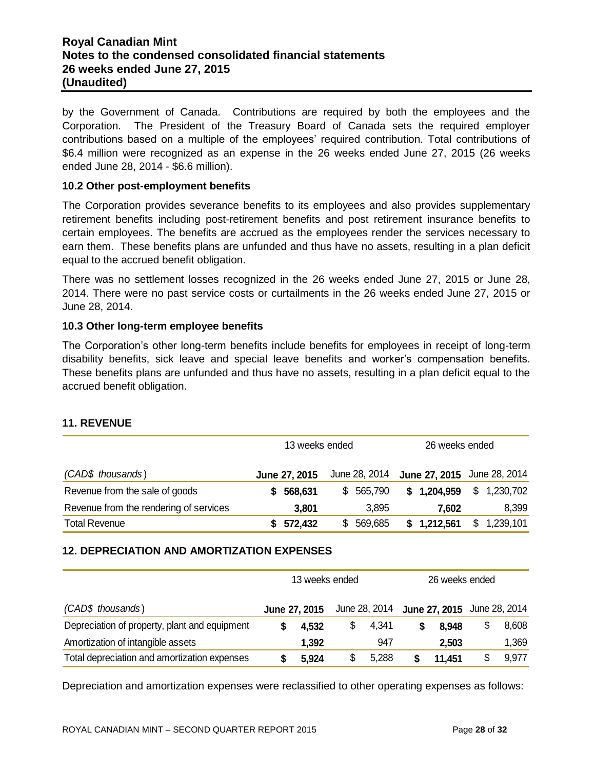by the Government of Canada. Contributions are required by both the employees and the Corporation. The President of the Treasury Board of Canada sets the required employer contributions based on a multiple of the employees' required contribution. Total contributions of $6.4 million were recognized as an expense in the 26 weeks ended June 27, 2015 (26 weeks ended June 28, 2014 - $6.6 million).

### 10.2 Other post-employment benefits

The Corporation provides severance benefits to its employees and also provides supplementary retirement benefits including post-retirement benefits and post retirement insurance benefits to certain employees. The benefits are accrued as the employees render the services necessary to earn them. These benefits plans are unfunded and thus have no assets, resulting in a plan deficit equal to the accrued benefit obligation.

There was no settlement losses recognized in the 26 weeks ended June 27, 2015 or June 28, 2014. There were no past service costs or curtailments in the 26 weeks ended June 27, 2015 or June 28, 2014.

### 10.3 Other long-term employee benefits

The Corporation's other long-term benefits include benefits for employees in receipt of long-term disability benefits, sick leave and special leave benefits and worker's compensation benefits. These benefits plans are unfunded and thus have no assets, resulting in a plan deficit equal to the accrued benefit obligation.

## 11. REVENUE

| | 13 weeks ended | | 26 weeks ended | |
|---|---|---|---|---|
| *(CAD$ thousands)* | **June 27, 2015** | June 28, 2014 | **June 27, 2015** | June 28, 2014 |
| Revenue from the sale of goods | **$ 568,631** | $ 565,790 | **$ 1,204,959** | $ 1,230,702 |
| Revenue from the rendering of services | **3,801** | 3,895 | **7,602** | 8,399 |
| Total Revenue | **$ 572,432** | $ 569,685 | **$ 1,212,561** | $ 1,239,101 |

## 12. DEPRECIATION AND AMORTIZATION EXPENSES

| | 13 weeks ended | | 26 weeks ended | |
|---|---|---|---|---|
| *(CAD$ thousands)* | **June 27, 2015** | June 28, 2014 | **June 27, 2015** | June 28, 2014 |
| Depreciation of property, plant and equipment | **$ 4,532** | $ 4,341 | **$ 8,948** | $ 8,608 |
| Amortization of intangible assets | **1,392** | 947 | **2,503** | 1,369 |
| Total depreciation and amortization expenses | **$ 5,924** | $ 5,288 | **$ 11,451** | $ 9,977 |

Depreciation and amortization expenses were reclassified to other operating expenses as follows: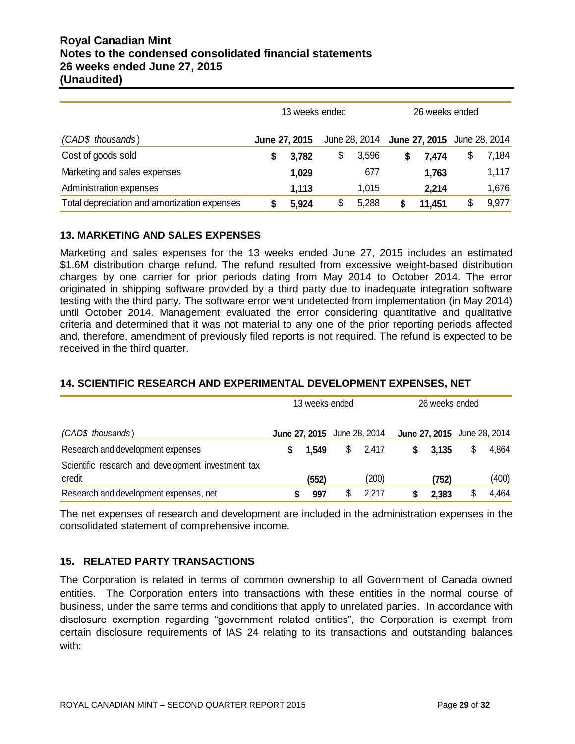| | 13 weeks ended | | 26 weeks ended | |
|---|---|---|---|---|
| *(CAD$ thousands)* | **June 27, 2015** | June 28, 2014 | **June 27, 2015** | June 28, 2014 |
| Cost of goods sold | **$ 3,782** | $ 3,596 | **$ 7,474** | $ 7,184 |
| Marketing and sales expenses | **1,029** | 677 | **1,763** | 1,117 |
| Administration expenses | **1,113** | 1,015 | **2,214** | 1,676 |
| Total depreciation and amortization expenses | **$ 5,924** | $ 5,288 | **$ 11,451** | $ 9,977 |

### 13. MARKETING AND SALES EXPENSES

Marketing and sales expenses for the 13 weeks ended June 27, 2015 includes an estimated $1.6M distribution charge refund. The refund resulted from excessive weight-based distribution charges by one carrier for prior periods dating from May 2014 to October 2014. The error originated in shipping software provided by a third party due to inadequate integration software testing with the third party. The software error went undetected from implementation (in May 2014) until October 2014. Management evaluated the error considering quantitative and qualitative criteria and determined that it was not material to any one of the prior reporting periods affected and, therefore, amendment of previously filed reports is not required. The refund is expected to be received in the third quarter.

### 14. SCIENTIFIC RESEARCH AND EXPERIMENTAL DEVELOPMENT EXPENSES, NET

| | 13 weeks ended | | 26 weeks ended | |
|---|---|---|---|---|
| *(CAD$ thousands)* | **June 27, 2015** | June 28, 2014 | **June 27, 2015** | June 28, 2014 |
| Research and development expenses | **$ 1,549** | $ 2,417 | **$ 3,135** | $ 4,864 |
| Scientific research and development investment tax credit | **(552)** | (200) | **(752)** | (400) |
| Research and development expenses, net | **$ 997** | $ 2,217 | **$ 2,383** | $ 4,464 |

The net expenses of research and development are included in the administration expenses in the consolidated statement of comprehensive income.

### 15. RELATED PARTY TRANSACTIONS

The Corporation is related in terms of common ownership to all Government of Canada owned entities. The Corporation enters into transactions with these entities in the normal course of business, under the same terms and conditions that apply to unrelated parties. In accordance with disclosure exemption regarding "government related entities", the Corporation is exempt from certain disclosure requirements of IAS 24 relating to its transactions and outstanding balances with: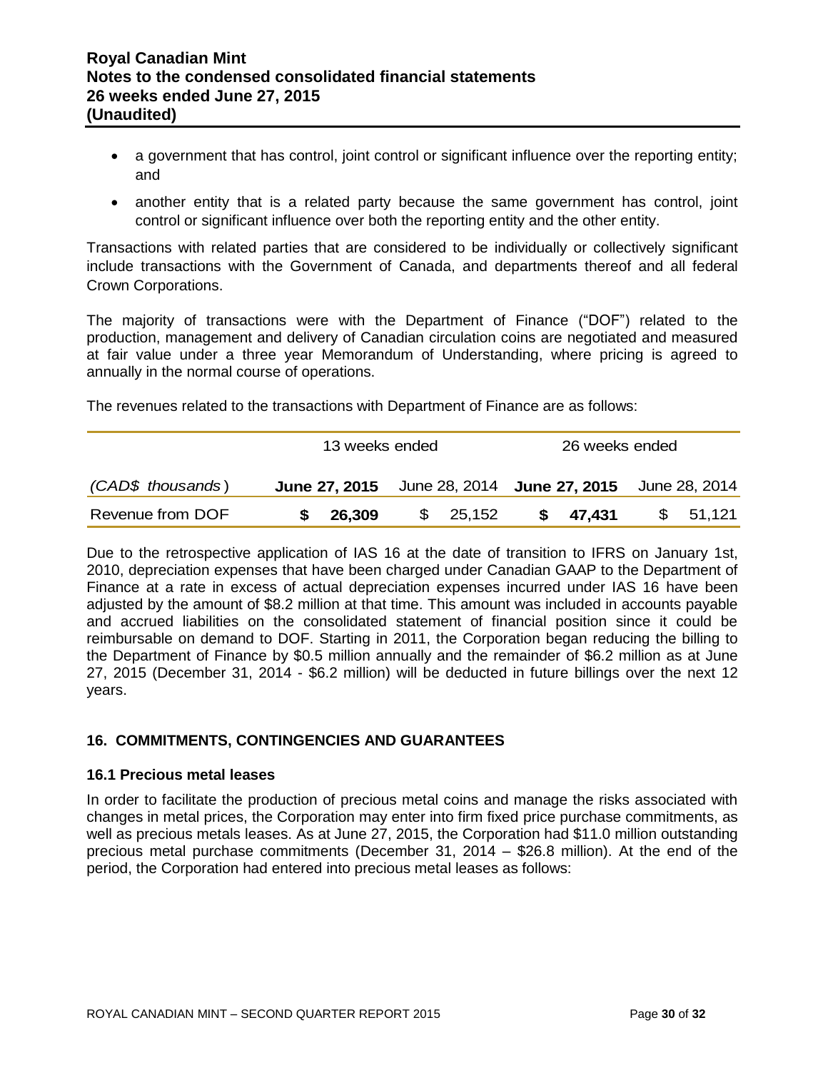- a government that has control, joint control or significant influence over the reporting entity; and
- another entity that is a related party because the same government has control, joint control or significant influence over both the reporting entity and the other entity.

Transactions with related parties that are considered to be individually or collectively significant include transactions with the Government of Canada, and departments thereof and all federal Crown Corporations.

The majority of transactions were with the Department of Finance ("DOF") related to the production, management and delivery of Canadian circulation coins are negotiated and measured at fair value under a three year Memorandum of Understanding, where pricing is agreed to annually in the normal course of operations.

The revenues related to the transactions with Department of Finance are as follows:

| | 13 weeks ended | | 26 weeks ended | |
|---|---|---|---|---|
| *(CAD$ thousands)* | **June 27, 2015** | June 28, 2014 | **June 27, 2015** | June 28, 2014 |
| Revenue from DOF | **$ 26,309** | $ 25,152 | **$ 47,431** | $ 51,121 |

Due to the retrospective application of IAS 16 at the date of transition to IFRS on January 1st, 2010, depreciation expenses that have been charged under Canadian GAAP to the Department of Finance at a rate in excess of actual depreciation expenses incurred under IAS 16 have been adjusted by the amount of $8.2 million at that time. This amount was included in accounts payable and accrued liabilities on the consolidated statement of financial position since it could be reimbursable on demand to DOF. Starting in 2011, the Corporation began reducing the billing to the Department of Finance by $0.5 million annually and the remainder of $6.2 million as at June 27, 2015 (December 31, 2014 - $6.2 million) will be deducted in future billings over the next 12 years.

## 16. COMMITMENTS, CONTINGENCIES AND GUARANTEES

### 16.1 Precious metal leases

In order to facilitate the production of precious metal coins and manage the risks associated with changes in metal prices, the Corporation may enter into firm fixed price purchase commitments, as well as precious metals leases. As at June 27, 2015, the Corporation had $11.0 million outstanding precious metal purchase commitments (December 31, 2014 – $26.8 million). At the end of the period, the Corporation had entered into precious metal leases as follows: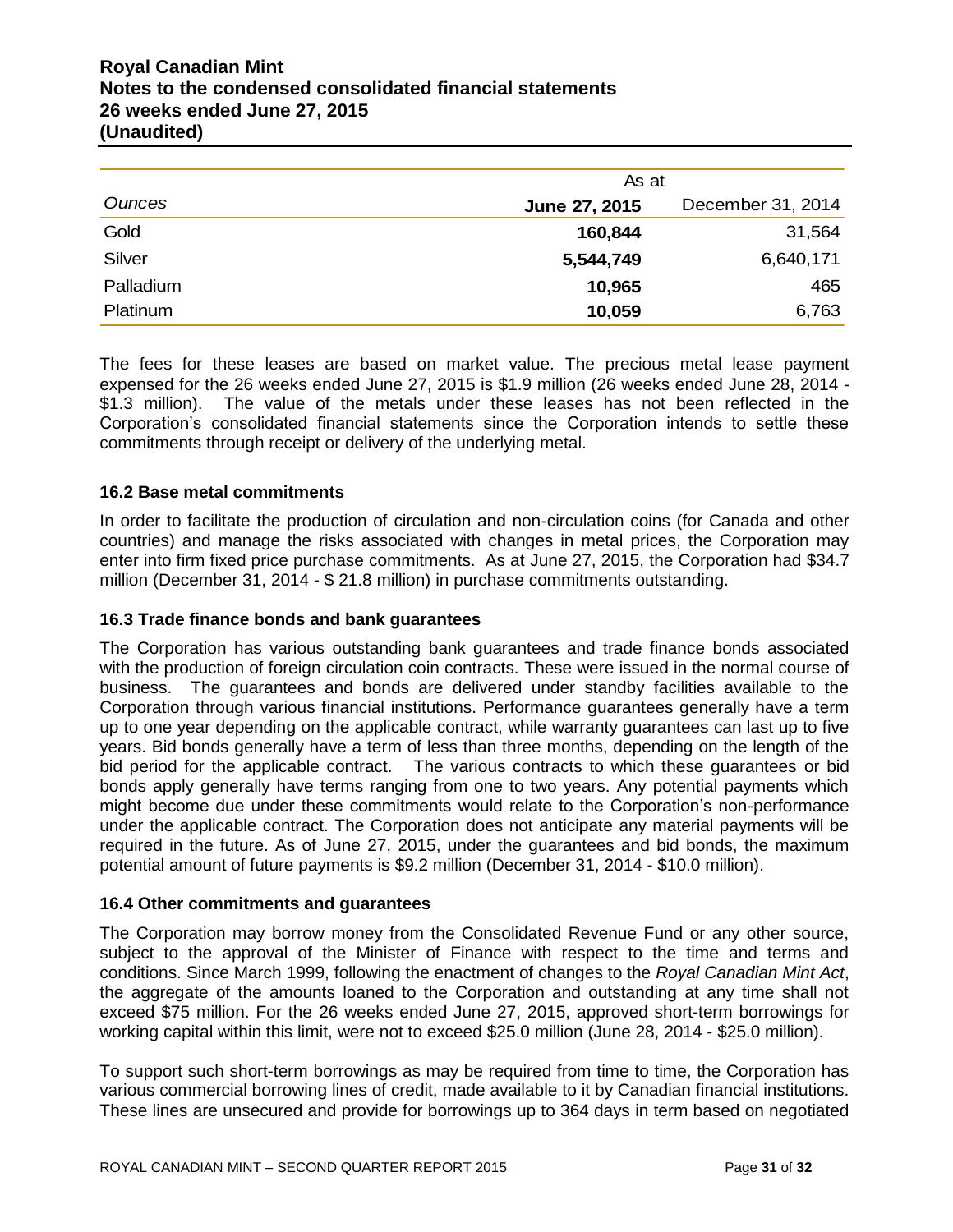| Ounces | As at June 27, 2015 | December 31, 2014 |
|---|---|---|
| Gold | **160,844** | 31,564 |
| Silver | **5,544,749** | 6,640,171 |
| Palladium | **10,965** | 465 |
| Platinum | **10,059** | 6,763 |

The fees for these leases are based on market value. The precious metal lease payment expensed for the 26 weeks ended June 27, 2015 is $1.9 million (26 weeks ended June 28, 2014 - $1.3 million). The value of the metals under these leases has not been reflected in the Corporation's consolidated financial statements since the Corporation intends to settle these commitments through receipt or delivery of the underlying metal.

### 16.2 Base metal commitments

In order to facilitate the production of circulation and non-circulation coins (for Canada and other countries) and manage the risks associated with changes in metal prices, the Corporation may enter into firm fixed price purchase commitments. As at June 27, 2015, the Corporation had $34.7 million (December 31, 2014 - $ 21.8 million) in purchase commitments outstanding.

### 16.3 Trade finance bonds and bank guarantees

The Corporation has various outstanding bank guarantees and trade finance bonds associated with the production of foreign circulation coin contracts. These were issued in the normal course of business. The guarantees and bonds are delivered under standby facilities available to the Corporation through various financial institutions. Performance guarantees generally have a term up to one year depending on the applicable contract, while warranty guarantees can last up to five years. Bid bonds generally have a term of less than three months, depending on the length of the bid period for the applicable contract. The various contracts to which these guarantees or bid bonds apply generally have terms ranging from one to two years. Any potential payments which might become due under these commitments would relate to the Corporation's non-performance under the applicable contract. The Corporation does not anticipate any material payments will be required in the future. As of June 27, 2015, under the guarantees and bid bonds, the maximum potential amount of future payments is $9.2 million (December 31, 2014 - $10.0 million).

### 16.4 Other commitments and guarantees

The Corporation may borrow money from the Consolidated Revenue Fund or any other source, subject to the approval of the Minister of Finance with respect to the time and terms and conditions. Since March 1999, following the enactment of changes to the *Royal Canadian Mint Act*, the aggregate of the amounts loaned to the Corporation and outstanding at any time shall not exceed $75 million. For the 26 weeks ended June 27, 2015, approved short-term borrowings for working capital within this limit, were not to exceed $25.0 million (June 28, 2014 - $25.0 million).

To support such short-term borrowings as may be required from time to time, the Corporation has various commercial borrowing lines of credit, made available to it by Canadian financial institutions. These lines are unsecured and provide for borrowings up to 364 days in term based on negotiated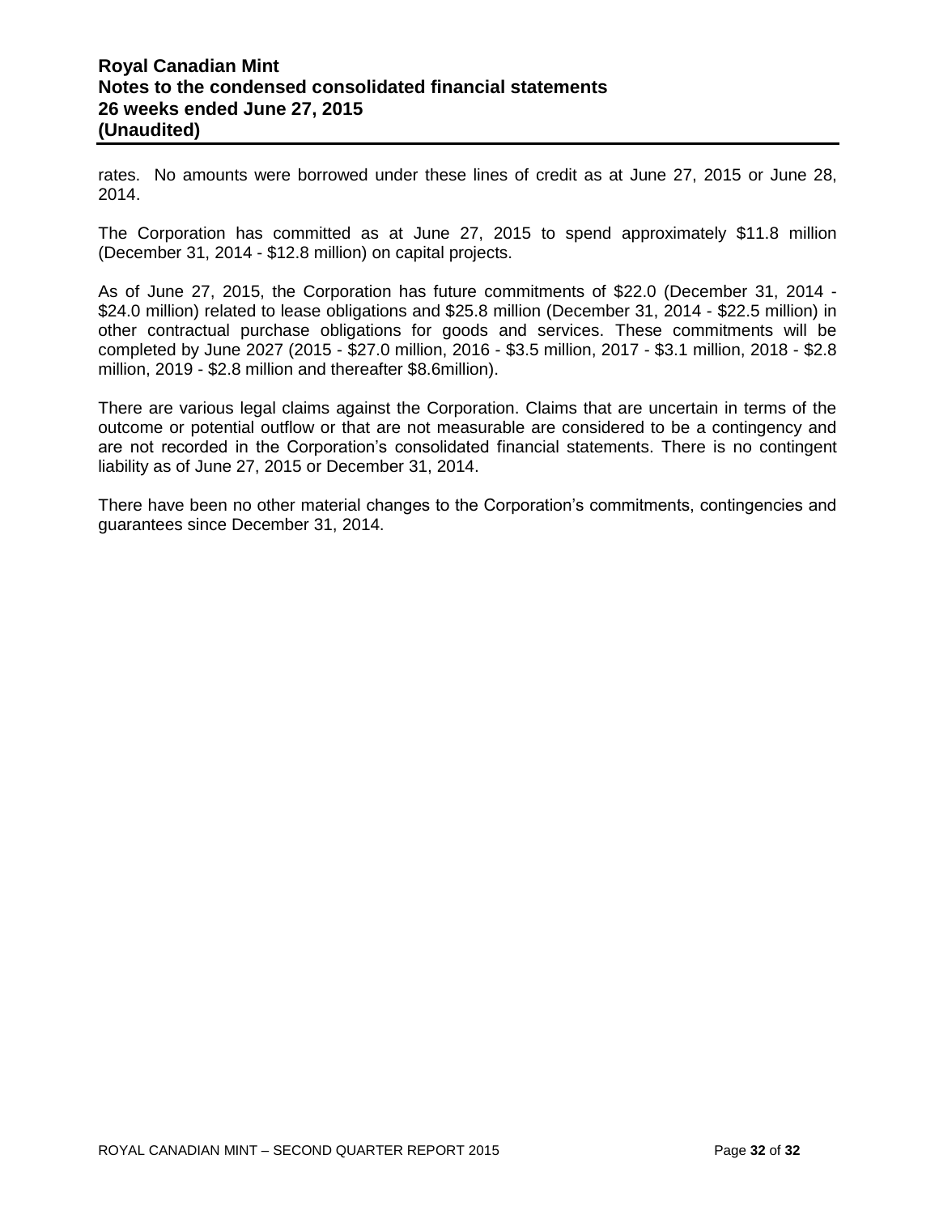rates. No amounts were borrowed under these lines of credit as at June 27, 2015 or June 28, 2014.

The Corporation has committed as at June 27, 2015 to spend approximately $11.8 million (December 31, 2014 - $12.8 million) on capital projects.

As of June 27, 2015, the Corporation has future commitments of $22.0 (December 31, 2014 - $24.0 million) related to lease obligations and $25.8 million (December 31, 2014 - $22.5 million) in other contractual purchase obligations for goods and services. These commitments will be completed by June 2027 (2015 - $27.0 million, 2016 - $3.5 million, 2017 - $3.1 million, 2018 - $2.8 million, 2019 - $2.8 million and thereafter $8.6million).

There are various legal claims against the Corporation. Claims that are uncertain in terms of the outcome or potential outflow or that are not measurable are considered to be a contingency and are not recorded in the Corporation's consolidated financial statements. There is no contingent liability as of June 27, 2015 or December 31, 2014.

There have been no other material changes to the Corporation's commitments, contingencies and guarantees since December 31, 2014.